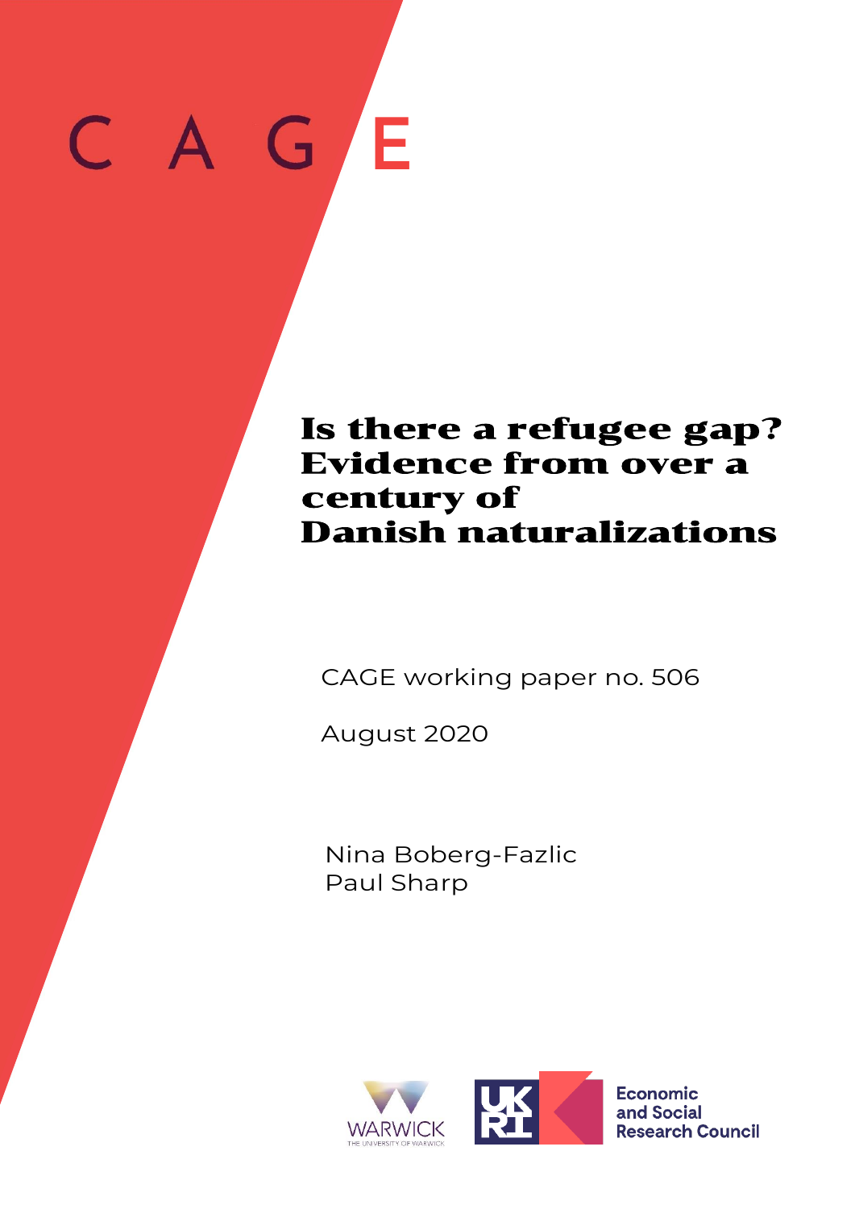C A G E

# Is there a refugee gap? Evidence from over a century of Danish naturalizations

CAGE working paper no. 506

August 2020

Nina Boberg-Fazlic
Paul Sharp

WARWICK
THE UNIVERSITY OF WARWICK

Economic and Social Research Council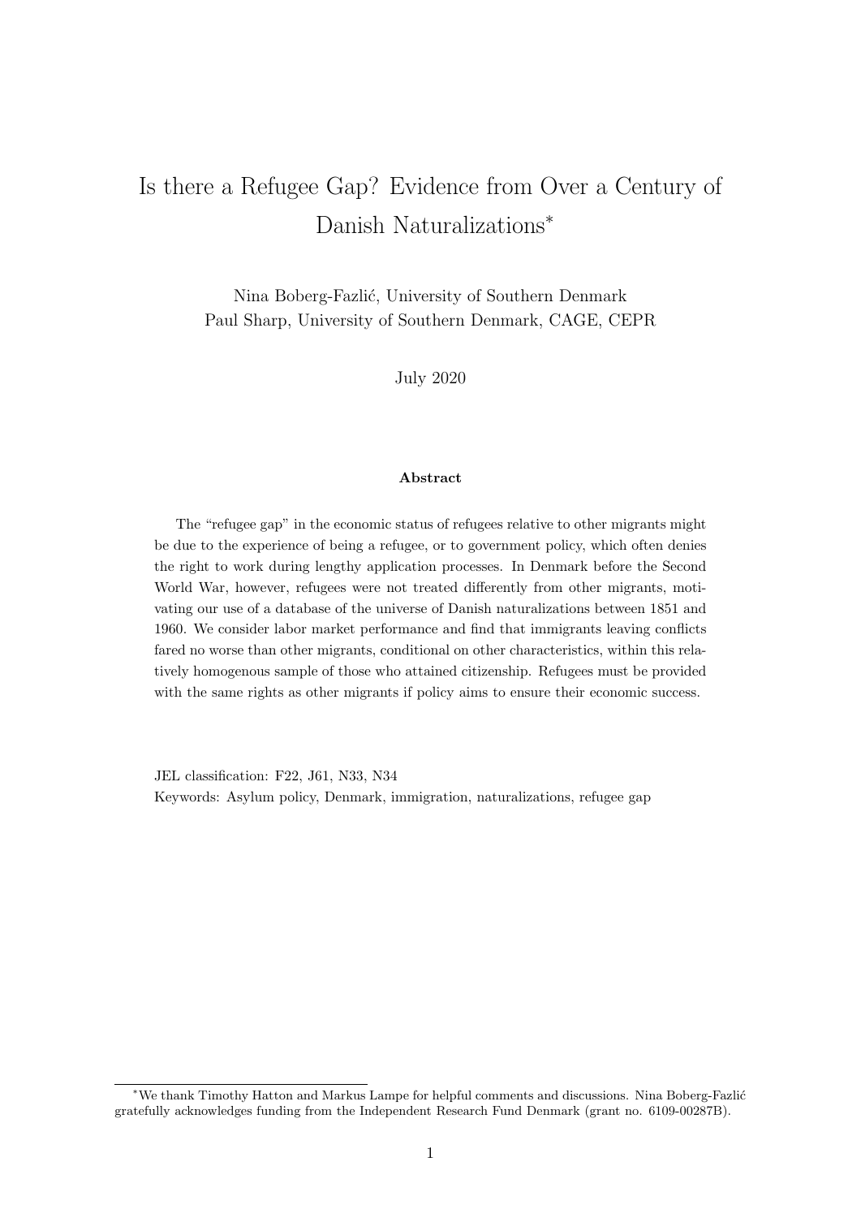# Is there a Refugee Gap? Evidence from Over a Century of Danish Naturalizations*

Nina Boberg-Fazlić, University of Southern Denmark
Paul Sharp, University of Southern Denmark, CAGE, CEPR

July 2020

### Abstract

The "refugee gap" in the economic status of refugees relative to other migrants might be due to the experience of being a refugee, or to government policy, which often denies the right to work during lengthy application processes. In Denmark before the Second World War, however, refugees were not treated differently from other migrants, motivating our use of a database of the universe of Danish naturalizations between 1851 and 1960. We consider labor market performance and find that immigrants leaving conflicts fared no worse than other migrants, conditional on other characteristics, within this relatively homogenous sample of those who attained citizenship. Refugees must be provided with the same rights as other migrants if policy aims to ensure their economic success.

JEL classification: F22, J61, N33, N34
Keywords: Asylum policy, Denmark, immigration, naturalizations, refugee gap

---

*We thank Timothy Hatton and Markus Lampe for helpful comments and discussions. Nina Boberg-Fazlić gratefully acknowledges funding from the Independent Research Fund Denmark (grant no. 6109-00287B).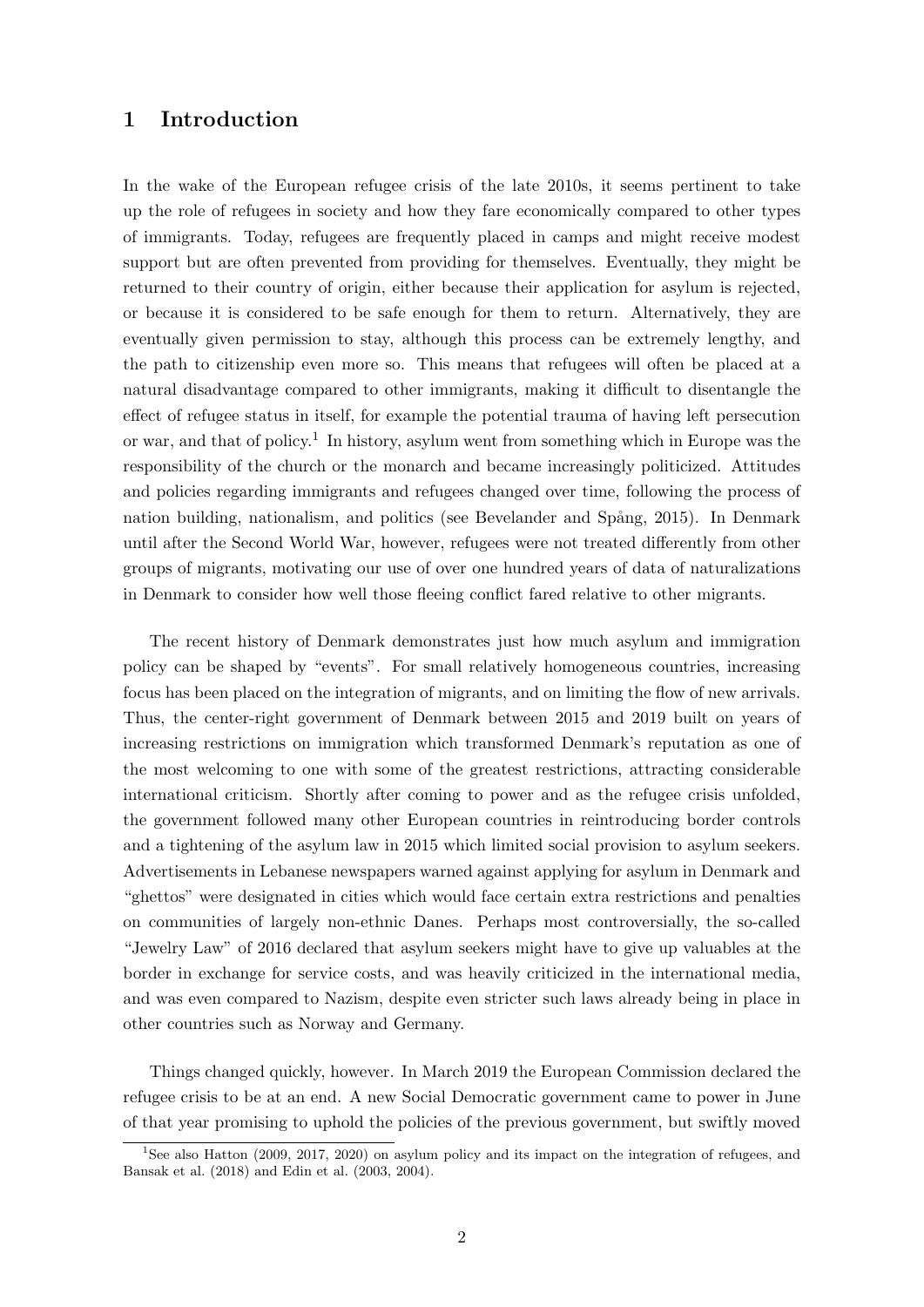# 1 Introduction

In the wake of the European refugee crisis of the late 2010s, it seems pertinent to take up the role of refugees in society and how they fare economically compared to other types of immigrants. Today, refugees are frequently placed in camps and might receive modest support but are often prevented from providing for themselves. Eventually, they might be returned to their country of origin, either because their application for asylum is rejected, or because it is considered to be safe enough for them to return. Alternatively, they are eventually given permission to stay, although this process can be extremely lengthy, and the path to citizenship even more so. This means that refugees will often be placed at a natural disadvantage compared to other immigrants, making it difficult to disentangle the effect of refugee status in itself, for example the potential trauma of having left persecution or war, and that of policy.[1] In history, asylum went from something which in Europe was the responsibility of the church or the monarch and became increasingly politicized. Attitudes and policies regarding immigrants and refugees changed over time, following the process of nation building, nationalism, and politics (see Bevelander and Spång, 2015). In Denmark until after the Second World War, however, refugees were not treated differently from other groups of migrants, motivating our use of over one hundred years of data of naturalizations in Denmark to consider how well those fleeing conflict fared relative to other migrants.

The recent history of Denmark demonstrates just how much asylum and immigration policy can be shaped by "events". For small relatively homogeneous countries, increasing focus has been placed on the integration of migrants, and on limiting the flow of new arrivals. Thus, the center-right government of Denmark between 2015 and 2019 built on years of increasing restrictions on immigration which transformed Denmark's reputation as one of the most welcoming to one with some of the greatest restrictions, attracting considerable international criticism. Shortly after coming to power and as the refugee crisis unfolded, the government followed many other European countries in reintroducing border controls and a tightening of the asylum law in 2015 which limited social provision to asylum seekers. Advertisements in Lebanese newspapers warned against applying for asylum in Denmark and "ghettos" were designated in cities which would face certain extra restrictions and penalties on communities of largely non-ethnic Danes. Perhaps most controversially, the so-called "Jewelry Law" of 2016 declared that asylum seekers might have to give up valuables at the border in exchange for service costs, and was heavily criticized in the international media, and was even compared to Nazism, despite even stricter such laws already being in place in other countries such as Norway and Germany.

Things changed quickly, however. In March 2019 the European Commission declared the refugee crisis to be at an end. A new Social Democratic government came to power in June of that year promising to uphold the policies of the previous government, but swiftly moved

[1] See also Hatton (2009, 2017, 2020) on asylum policy and its impact on the integration of refugees, and Bansak et al. (2018) and Edin et al. (2003, 2004).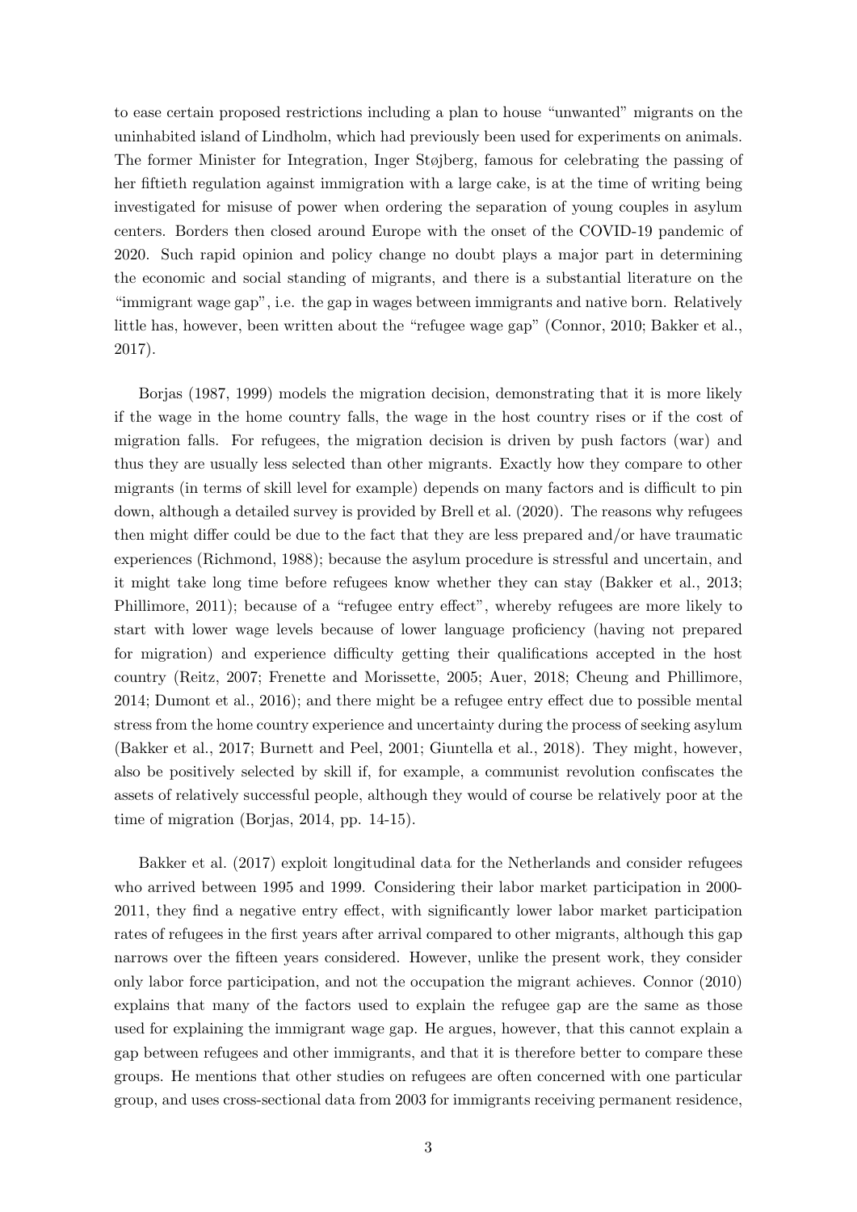to ease certain proposed restrictions including a plan to house "unwanted" migrants on the uninhabited island of Lindholm, which had previously been used for experiments on animals. The former Minister for Integration, Inger Støjberg, famous for celebrating the passing of her fiftieth regulation against immigration with a large cake, is at the time of writing being investigated for misuse of power when ordering the separation of young couples in asylum centers. Borders then closed around Europe with the onset of the COVID-19 pandemic of 2020. Such rapid opinion and policy change no doubt plays a major part in determining the economic and social standing of migrants, and there is a substantial literature on the "immigrant wage gap", i.e. the gap in wages between immigrants and native born. Relatively little has, however, been written about the "refugee wage gap" (Connor, 2010; Bakker et al., 2017).

Borjas (1987, 1999) models the migration decision, demonstrating that it is more likely if the wage in the home country falls, the wage in the host country rises or if the cost of migration falls. For refugees, the migration decision is driven by push factors (war) and thus they are usually less selected than other migrants. Exactly how they compare to other migrants (in terms of skill level for example) depends on many factors and is difficult to pin down, although a detailed survey is provided by Brell et al. (2020). The reasons why refugees then might differ could be due to the fact that they are less prepared and/or have traumatic experiences (Richmond, 1988); because the asylum procedure is stressful and uncertain, and it might take long time before refugees know whether they can stay (Bakker et al., 2013; Phillimore, 2011); because of a "refugee entry effect", whereby refugees are more likely to start with lower wage levels because of lower language proficiency (having not prepared for migration) and experience difficulty getting their qualifications accepted in the host country (Reitz, 2007; Frenette and Morissette, 2005; Auer, 2018; Cheung and Phillimore, 2014; Dumont et al., 2016); and there might be a refugee entry effect due to possible mental stress from the home country experience and uncertainty during the process of seeking asylum (Bakker et al., 2017; Burnett and Peel, 2001; Giuntella et al., 2018). They might, however, also be positively selected by skill if, for example, a communist revolution confiscates the assets of relatively successful people, although they would of course be relatively poor at the time of migration (Borjas, 2014, pp. 14-15).

Bakker et al. (2017) exploit longitudinal data for the Netherlands and consider refugees who arrived between 1995 and 1999. Considering their labor market participation in 2000-2011, they find a negative entry effect, with significantly lower labor market participation rates of refugees in the first years after arrival compared to other migrants, although this gap narrows over the fifteen years considered. However, unlike the present work, they consider only labor force participation, and not the occupation the migrant achieves. Connor (2010) explains that many of the factors used to explain the refugee gap are the same as those used for explaining the immigrant wage gap. He argues, however, that this cannot explain a gap between refugees and other immigrants, and that it is therefore better to compare these groups. He mentions that other studies on refugees are often concerned with one particular group, and uses cross-sectional data from 2003 for immigrants receiving permanent residence,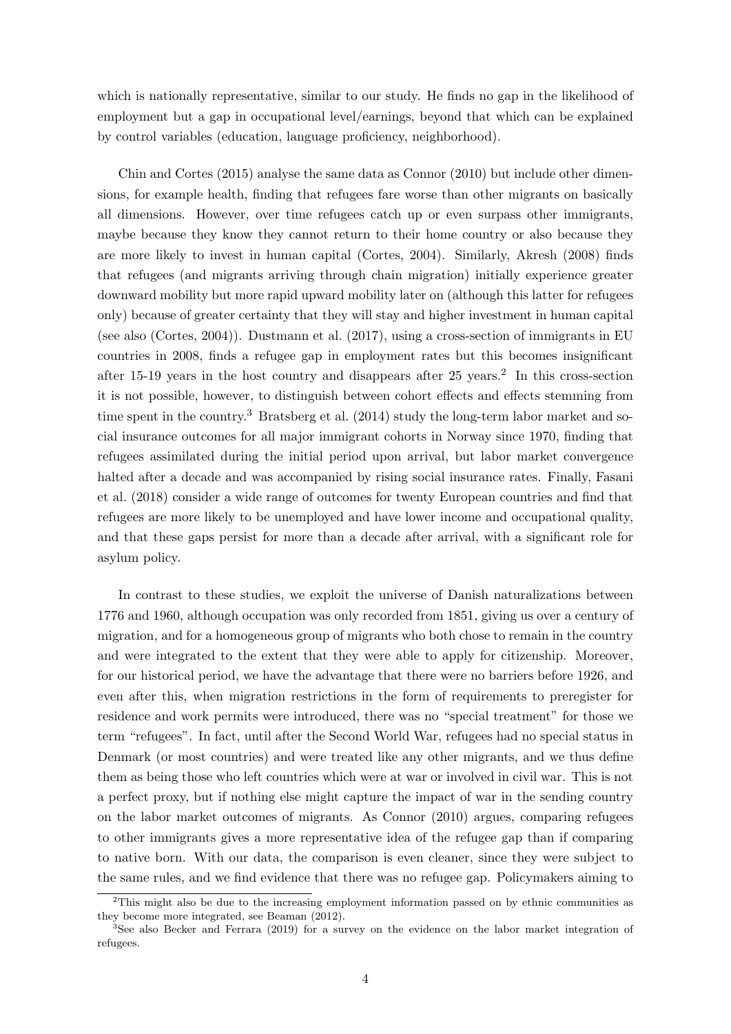which is nationally representative, similar to our study. He finds no gap in the likelihood of employment but a gap in occupational level/earnings, beyond that which can be explained by control variables (education, language proficiency, neighborhood).

Chin and Cortes (2015) analyse the same data as Connor (2010) but include other dimensions, for example health, finding that refugees fare worse than other migrants on basically all dimensions. However, over time refugees catch up or even surpass other immigrants, maybe because they know they cannot return to their home country or also because they are more likely to invest in human capital (Cortes, 2004). Similarly, Akresh (2008) finds that refugees (and migrants arriving through chain migration) initially experience greater downward mobility but more rapid upward mobility later on (although this latter for refugees only) because of greater certainty that they will stay and higher investment in human capital (see also (Cortes, 2004)). Dustmann et al. (2017), using a cross-section of immigrants in EU countries in 2008, finds a refugee gap in employment rates but this becomes insignificant after 15-19 years in the host country and disappears after 25 years.[2] In this cross-section it is not possible, however, to distinguish between cohort effects and effects stemming from time spent in the country.[3] Bratsberg et al. (2014) study the long-term labor market and social insurance outcomes for all major immigrant cohorts in Norway since 1970, finding that refugees assimilated during the initial period upon arrival, but labor market convergence halted after a decade and was accompanied by rising social insurance rates. Finally, Fasani et al. (2018) consider a wide range of outcomes for twenty European countries and find that refugees are more likely to be unemployed and have lower income and occupational quality, and that these gaps persist for more than a decade after arrival, with a significant role for asylum policy.

In contrast to these studies, we exploit the universe of Danish naturalizations between 1776 and 1960, although occupation was only recorded from 1851, giving us over a century of migration, and for a homogeneous group of migrants who both chose to remain in the country and were integrated to the extent that they were able to apply for citizenship. Moreover, for our historical period, we have the advantage that there were no barriers before 1926, and even after this, when migration restrictions in the form of requirements to preregister for residence and work permits were introduced, there was no "special treatment" for those we term "refugees". In fact, until after the Second World War, refugees had no special status in Denmark (or most countries) and were treated like any other migrants, and we thus define them as being those who left countries which were at war or involved in civil war. This is not a perfect proxy, but if nothing else might capture the impact of war in the sending country on the labor market outcomes of migrants. As Connor (2010) argues, comparing refugees to other immigrants gives a more representative idea of the refugee gap than if comparing to native born. With our data, the comparison is even cleaner, since they were subject to the same rules, and we find evidence that there was no refugee gap. Policymakers aiming to

[2] This might also be due to the increasing employment information passed on by ethnic communities as they become more integrated, see Beaman (2012).

[3] See also Becker and Ferrara (2019) for a survey on the evidence on the labor market integration of refugees.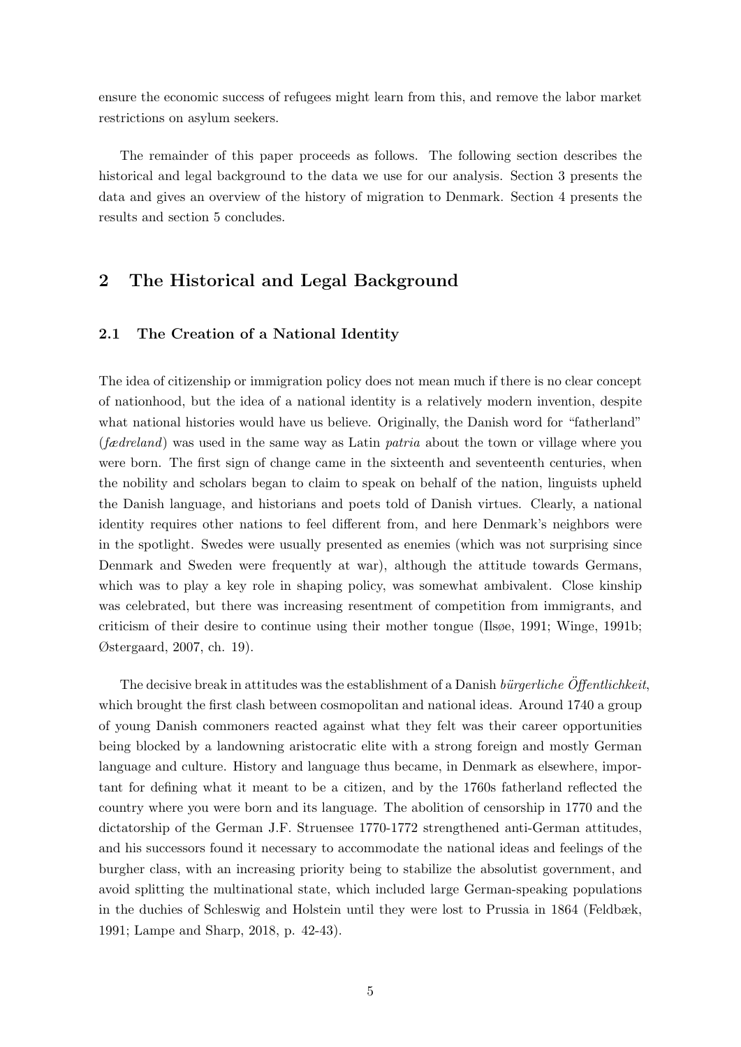ensure the economic success of refugees might learn from this, and remove the labor market restrictions on asylum seekers.

The remainder of this paper proceeds as follows. The following section describes the historical and legal background to the data we use for our analysis. Section 3 presents the data and gives an overview of the history of migration to Denmark. Section 4 presents the results and section 5 concludes.

## 2 The Historical and Legal Background

### 2.1 The Creation of a National Identity

The idea of citizenship or immigration policy does not mean much if there is no clear concept of nationhood, but the idea of a national identity is a relatively modern invention, despite what national histories would have us believe. Originally, the Danish word for "fatherland" (*fædreland*) was used in the same way as Latin *patria* about the town or village where you were born. The first sign of change came in the sixteenth and seventeenth centuries, when the nobility and scholars began to claim to speak on behalf of the nation, linguists upheld the Danish language, and historians and poets told of Danish virtues. Clearly, a national identity requires other nations to feel different from, and here Denmark's neighbors were in the spotlight. Swedes were usually presented as enemies (which was not surprising since Denmark and Sweden were frequently at war), although the attitude towards Germans, which was to play a key role in shaping policy, was somewhat ambivalent. Close kinship was celebrated, but there was increasing resentment of competition from immigrants, and criticism of their desire to continue using their mother tongue (Ilsøe, 1991; Winge, 1991b; Østergaard, 2007, ch. 19).

The decisive break in attitudes was the establishment of a Danish *bürgerliche Öffentlichkeit*, which brought the first clash between cosmopolitan and national ideas. Around 1740 a group of young Danish commoners reacted against what they felt was their career opportunities being blocked by a landowning aristocratic elite with a strong foreign and mostly German language and culture. History and language thus became, in Denmark as elsewhere, important for defining what it meant to be a citizen, and by the 1760s fatherland reflected the country where you were born and its language. The abolition of censorship in 1770 and the dictatorship of the German J.F. Struensee 1770-1772 strengthened anti-German attitudes, and his successors found it necessary to accommodate the national ideas and feelings of the burgher class, with an increasing priority being to stabilize the absolutist government, and avoid splitting the multinational state, which included large German-speaking populations in the duchies of Schleswig and Holstein until they were lost to Prussia in 1864 (Feldbæk, 1991; Lampe and Sharp, 2018, p. 42-43).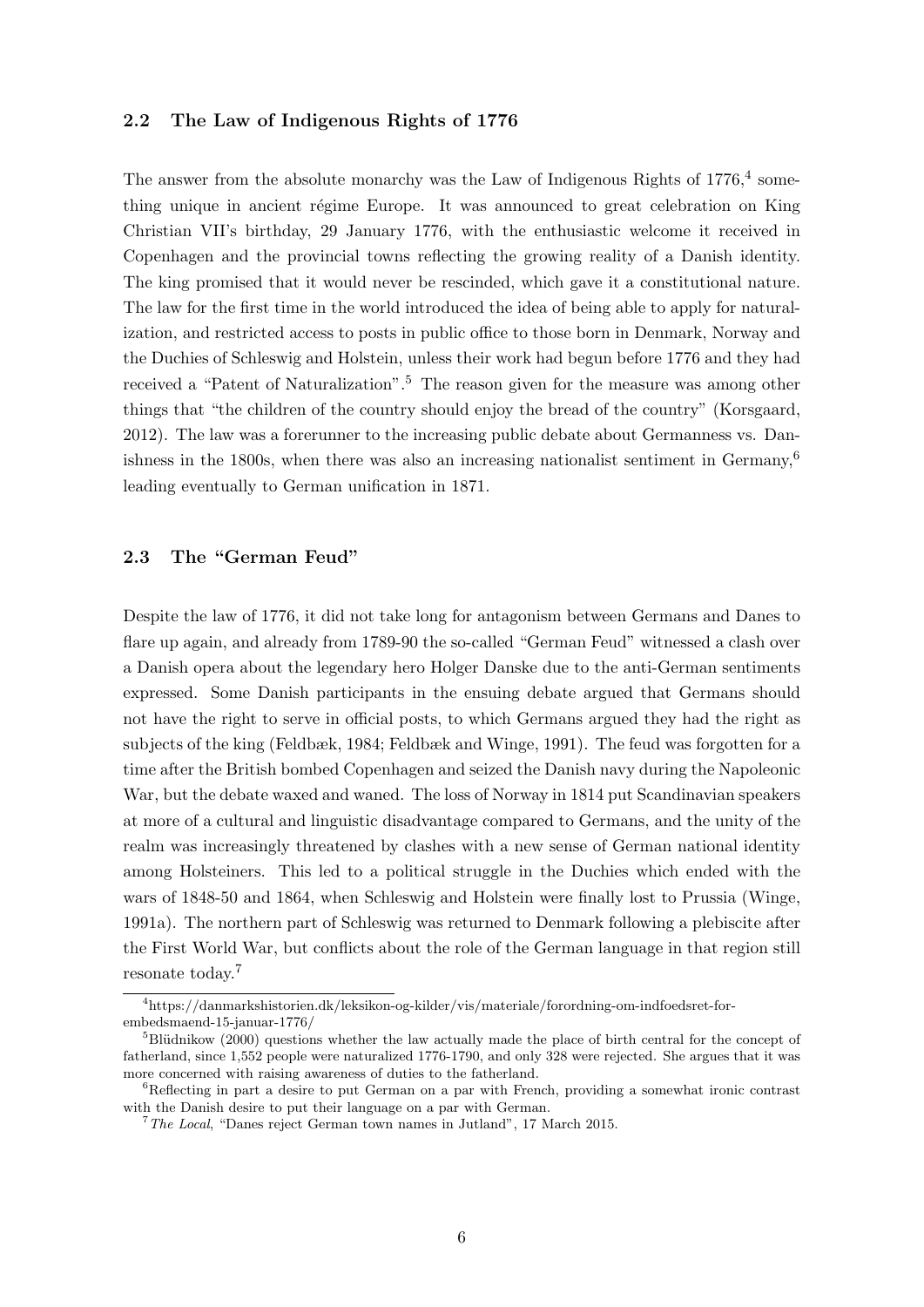### 2.2 The Law of Indigenous Rights of 1776

The answer from the absolute monarchy was the Law of Indigenous Rights of 1776,[4] something unique in ancient régime Europe. It was announced to great celebration on King Christian VII's birthday, 29 January 1776, with the enthusiastic welcome it received in Copenhagen and the provincial towns reflecting the growing reality of a Danish identity. The king promised that it would never be rescinded, which gave it a constitutional nature. The law for the first time in the world introduced the idea of being able to apply for naturalization, and restricted access to posts in public office to those born in Denmark, Norway and the Duchies of Schleswig and Holstein, unless their work had begun before 1776 and they had received a "Patent of Naturalization".[5] The reason given for the measure was among other things that "the children of the country should enjoy the bread of the country" (Korsgaard, 2012). The law was a forerunner to the increasing public debate about Germanness vs. Danishness in the 1800s, when there was also an increasing nationalist sentiment in Germany,[6] leading eventually to German unification in 1871.

### 2.3 The "German Feud"

Despite the law of 1776, it did not take long for antagonism between Germans and Danes to flare up again, and already from 1789-90 the so-called "German Feud" witnessed a clash over a Danish opera about the legendary hero Holger Danske due to the anti-German sentiments expressed. Some Danish participants in the ensuing debate argued that Germans should not have the right to serve in official posts, to which Germans argued they had the right as subjects of the king (Feldbæk, 1984; Feldbæk and Winge, 1991). The feud was forgotten for a time after the British bombed Copenhagen and seized the Danish navy during the Napoleonic War, but the debate waxed and waned. The loss of Norway in 1814 put Scandinavian speakers at more of a cultural and linguistic disadvantage compared to Germans, and the unity of the realm was increasingly threatened by clashes with a new sense of German national identity among Holsteiners. This led to a political struggle in the Duchies which ended with the wars of 1848-50 and 1864, when Schleswig and Holstein were finally lost to Prussia (Winge, 1991a). The northern part of Schleswig was returned to Denmark following a plebiscite after the First World War, but conflicts about the role of the German language in that region still resonate today.[7]

---

[4] https://danmarkshistorien.dk/leksikon-og-kilder/vis/materiale/forordning-om-indfoedsret-for-embedsmaend-15-januar-1776/

[5] Blüdnikow (2000) questions whether the law actually made the place of birth central for the concept of fatherland, since 1,552 people were naturalized 1776-1790, and only 328 were rejected. She argues that it was more concerned with raising awareness of duties to the fatherland.

[6] Reflecting in part a desire to put German on a par with French, providing a somewhat ironic contrast with the Danish desire to put their language on a par with German.

[7] *The Local*, "Danes reject German town names in Jutland", 17 March 2015.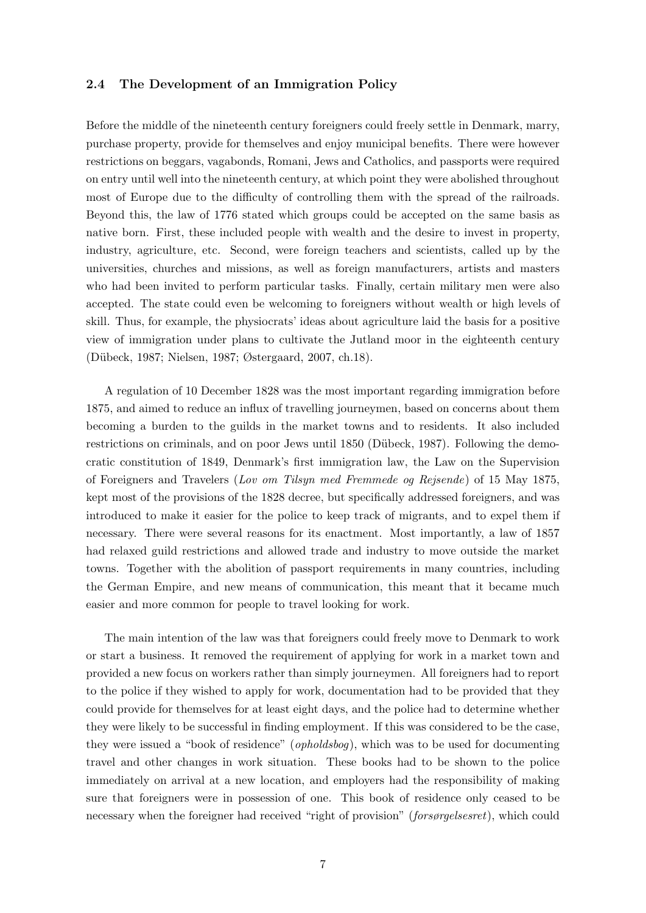### 2.4 The Development of an Immigration Policy

Before the middle of the nineteenth century foreigners could freely settle in Denmark, marry, purchase property, provide for themselves and enjoy municipal benefits. There were however restrictions on beggars, vagabonds, Romani, Jews and Catholics, and passports were required on entry until well into the nineteenth century, at which point they were abolished throughout most of Europe due to the difficulty of controlling them with the spread of the railroads. Beyond this, the law of 1776 stated which groups could be accepted on the same basis as native born. First, these included people with wealth and the desire to invest in property, industry, agriculture, etc. Second, were foreign teachers and scientists, called up by the universities, churches and missions, as well as foreign manufacturers, artists and masters who had been invited to perform particular tasks. Finally, certain military men were also accepted. The state could even be welcoming to foreigners without wealth or high levels of skill. Thus, for example, the physiocrats' ideas about agriculture laid the basis for a positive view of immigration under plans to cultivate the Jutland moor in the eighteenth century (Dübeck, 1987; Nielsen, 1987; Østergaard, 2007, ch.18).

A regulation of 10 December 1828 was the most important regarding immigration before 1875, and aimed to reduce an influx of travelling journeymen, based on concerns about them becoming a burden to the guilds in the market towns and to residents. It also included restrictions on criminals, and on poor Jews until 1850 (Dübeck, 1987). Following the democratic constitution of 1849, Denmark's first immigration law, the Law on the Supervision of Foreigners and Travelers (*Lov om Tilsyn med Fremmede og Rejsende*) of 15 May 1875, kept most of the provisions of the 1828 decree, but specifically addressed foreigners, and was introduced to make it easier for the police to keep track of migrants, and to expel them if necessary. There were several reasons for its enactment. Most importantly, a law of 1857 had relaxed guild restrictions and allowed trade and industry to move outside the market towns. Together with the abolition of passport requirements in many countries, including the German Empire, and new means of communication, this meant that it became much easier and more common for people to travel looking for work.

The main intention of the law was that foreigners could freely move to Denmark to work or start a business. It removed the requirement of applying for work in a market town and provided a new focus on workers rather than simply journeymen. All foreigners had to report to the police if they wished to apply for work, documentation had to be provided that they could provide for themselves for at least eight days, and the police had to determine whether they were likely to be successful in finding employment. If this was considered to be the case, they were issued a "book of residence" (*opholdsbog*), which was to be used for documenting travel and other changes in work situation. These books had to be shown to the police immediately on arrival at a new location, and employers had the responsibility of making sure that foreigners were in possession of one. This book of residence only ceased to be necessary when the foreigner had received "right of provision" (*forsørgelsesret*), which could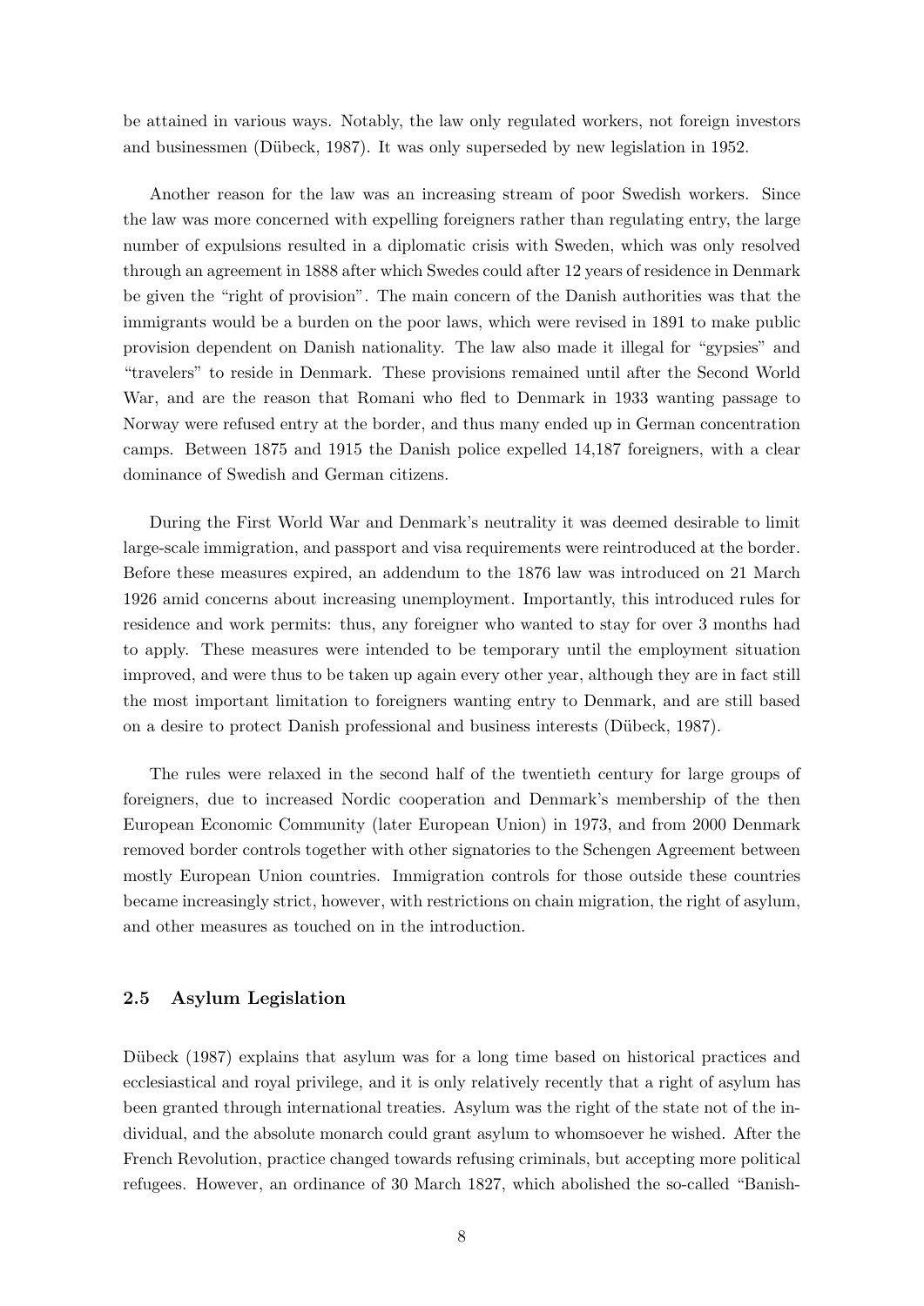be attained in various ways. Notably, the law only regulated workers, not foreign investors and businessmen (Dübeck, 1987). It was only superseded by new legislation in 1952.

Another reason for the law was an increasing stream of poor Swedish workers. Since the law was more concerned with expelling foreigners rather than regulating entry, the large number of expulsions resulted in a diplomatic crisis with Sweden, which was only resolved through an agreement in 1888 after which Swedes could after 12 years of residence in Denmark be given the "right of provision". The main concern of the Danish authorities was that the immigrants would be a burden on the poor laws, which were revised in 1891 to make public provision dependent on Danish nationality. The law also made it illegal for "gypsies" and "travelers" to reside in Denmark. These provisions remained until after the Second World War, and are the reason that Romani who fled to Denmark in 1933 wanting passage to Norway were refused entry at the border, and thus many ended up in German concentration camps. Between 1875 and 1915 the Danish police expelled 14,187 foreigners, with a clear dominance of Swedish and German citizens.

During the First World War and Denmark's neutrality it was deemed desirable to limit large-scale immigration, and passport and visa requirements were reintroduced at the border. Before these measures expired, an addendum to the 1876 law was introduced on 21 March 1926 amid concerns about increasing unemployment. Importantly, this introduced rules for residence and work permits: thus, any foreigner who wanted to stay for over 3 months had to apply. These measures were intended to be temporary until the employment situation improved, and were thus to be taken up again every other year, although they are in fact still the most important limitation to foreigners wanting entry to Denmark, and are still based on a desire to protect Danish professional and business interests (Dübeck, 1987).

The rules were relaxed in the second half of the twentieth century for large groups of foreigners, due to increased Nordic cooperation and Denmark's membership of the then European Economic Community (later European Union) in 1973, and from 2000 Denmark removed border controls together with other signatories to the Schengen Agreement between mostly European Union countries. Immigration controls for those outside these countries became increasingly strict, however, with restrictions on chain migration, the right of asylum, and other measures as touched on in the introduction.

### 2.5 Asylum Legislation

Dübeck (1987) explains that asylum was for a long time based on historical practices and ecclesiastical and royal privilege, and it is only relatively recently that a right of asylum has been granted through international treaties. Asylum was the right of the state not of the individual, and the absolute monarch could grant asylum to whomsoever he wished. After the French Revolution, practice changed towards refusing criminals, but accepting more political refugees. However, an ordinance of 30 March 1827, which abolished the so-called "Banish-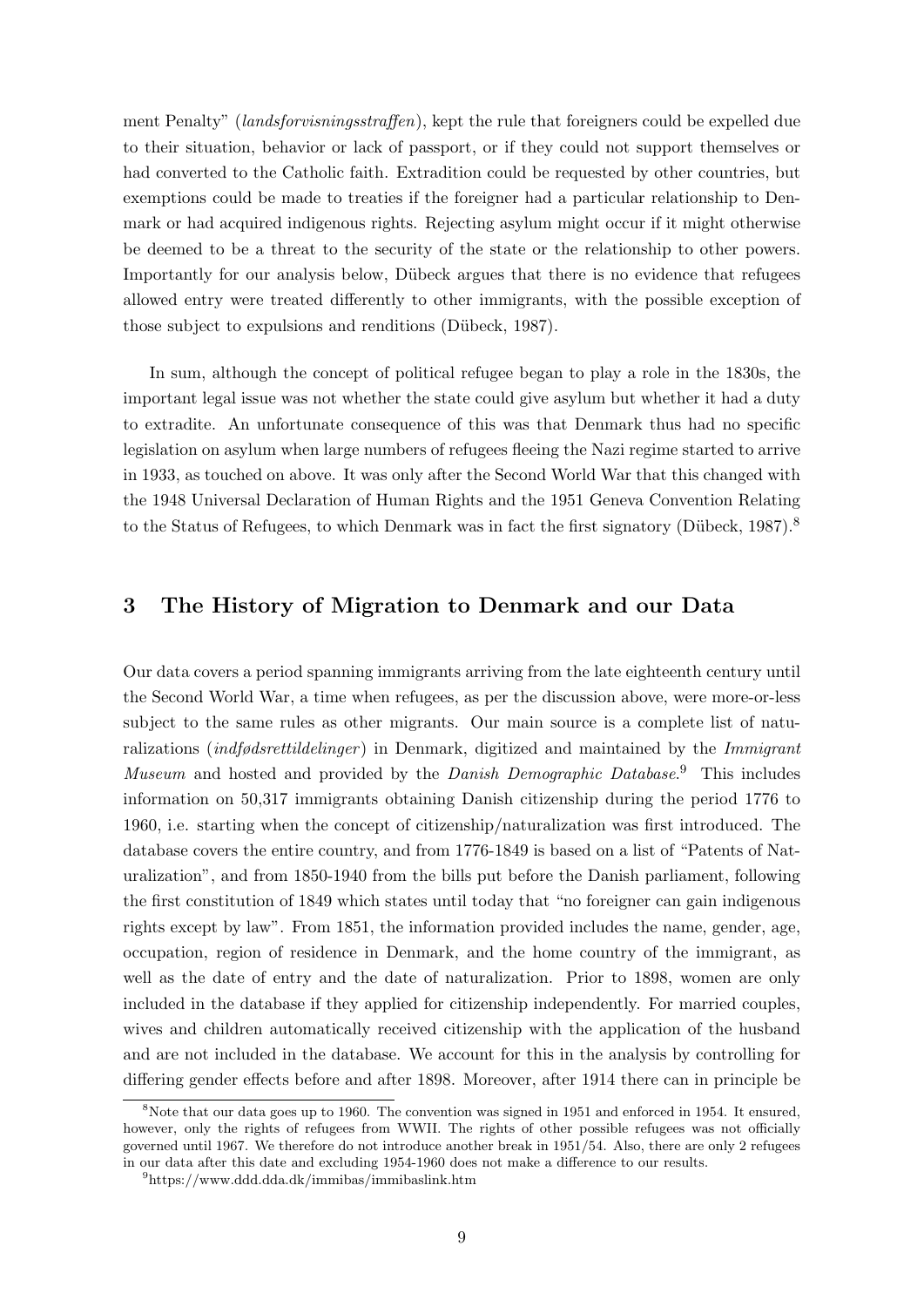ment Penalty" (*landsforvisningsstraffen*), kept the rule that foreigners could be expelled due to their situation, behavior or lack of passport, or if they could not support themselves or had converted to the Catholic faith. Extradition could be requested by other countries, but exemptions could be made to treaties if the foreigner had a particular relationship to Denmark or had acquired indigenous rights. Rejecting asylum might occur if it might otherwise be deemed to be a threat to the security of the state or the relationship to other powers. Importantly for our analysis below, Dübeck argues that there is no evidence that refugees allowed entry were treated differently to other immigrants, with the possible exception of those subject to expulsions and renditions (Dübeck, 1987).

In sum, although the concept of political refugee began to play a role in the 1830s, the important legal issue was not whether the state could give asylum but whether it had a duty to extradite. An unfortunate consequence of this was that Denmark thus had no specific legislation on asylum when large numbers of refugees fleeing the Nazi regime started to arrive in 1933, as touched on above. It was only after the Second World War that this changed with the 1948 Universal Declaration of Human Rights and the 1951 Geneva Convention Relating to the Status of Refugees, to which Denmark was in fact the first signatory (Dübeck, 1987).[8]

## 3 The History of Migration to Denmark and our Data

Our data covers a period spanning immigrants arriving from the late eighteenth century until the Second World War, a time when refugees, as per the discussion above, were more-or-less subject to the same rules as other migrants. Our main source is a complete list of naturalizations (*indfødsrettildelinger*) in Denmark, digitized and maintained by the *Immigrant Museum* and hosted and provided by the *Danish Demographic Database*.[9] This includes information on 50,317 immigrants obtaining Danish citizenship during the period 1776 to 1960, i.e. starting when the concept of citizenship/naturalization was first introduced. The database covers the entire country, and from 1776-1849 is based on a list of "Patents of Naturalization", and from 1850-1940 from the bills put before the Danish parliament, following the first constitution of 1849 which states until today that "no foreigner can gain indigenous rights except by law". From 1851, the information provided includes the name, gender, age, occupation, region of residence in Denmark, and the home country of the immigrant, as well as the date of entry and the date of naturalization. Prior to 1898, women are only included in the database if they applied for citizenship independently. For married couples, wives and children automatically received citizenship with the application of the husband and are not included in the database. We account for this in the analysis by controlling for differing gender effects before and after 1898. Moreover, after 1914 there can in principle be

[8]Note that our data goes up to 1960. The convention was signed in 1951 and enforced in 1954. It ensured, however, only the rights of refugees from WWII. The rights of other possible refugees was not officially governed until 1967. We therefore do not introduce another break in 1951/54. Also, there are only 2 refugees in our data after this date and excluding 1954-1960 does not make a difference to our results.

[9]https://www.ddd.dda.dk/immibas/immibaslink.htm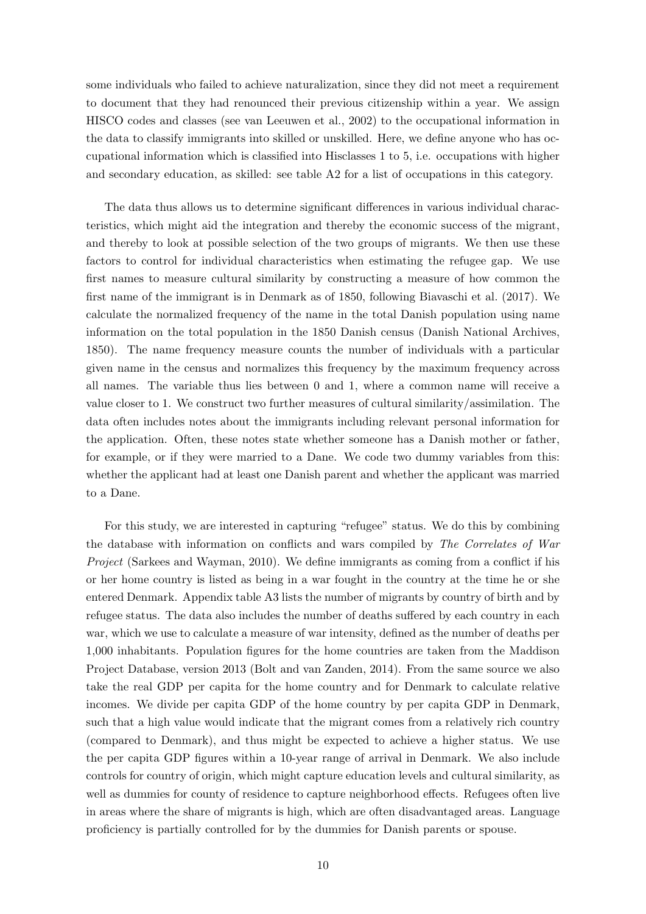some individuals who failed to achieve naturalization, since they did not meet a requirement to document that they had renounced their previous citizenship within a year. We assign HISCO codes and classes (see van Leeuwen et al., 2002) to the occupational information in the data to classify immigrants into skilled or unskilled. Here, we define anyone who has occupational information which is classified into Hisclasses 1 to 5, i.e. occupations with higher and secondary education, as skilled: see table A2 for a list of occupations in this category.

The data thus allows us to determine significant differences in various individual characteristics, which might aid the integration and thereby the economic success of the migrant, and thereby to look at possible selection of the two groups of migrants. We then use these factors to control for individual characteristics when estimating the refugee gap. We use first names to measure cultural similarity by constructing a measure of how common the first name of the immigrant is in Denmark as of 1850, following Biavaschi et al. (2017). We calculate the normalized frequency of the name in the total Danish population using name information on the total population in the 1850 Danish census (Danish National Archives, 1850). The name frequency measure counts the number of individuals with a particular given name in the census and normalizes this frequency by the maximum frequency across all names. The variable thus lies between 0 and 1, where a common name will receive a value closer to 1. We construct two further measures of cultural similarity/assimilation. The data often includes notes about the immigrants including relevant personal information for the application. Often, these notes state whether someone has a Danish mother or father, for example, or if they were married to a Dane. We code two dummy variables from this: whether the applicant had at least one Danish parent and whether the applicant was married to a Dane.

For this study, we are interested in capturing "refugee" status. We do this by combining the database with information on conflicts and wars compiled by *The Correlates of War Project* (Sarkees and Wayman, 2010). We define immigrants as coming from a conflict if his or her home country is listed as being in a war fought in the country at the time he or she entered Denmark. Appendix table A3 lists the number of migrants by country of birth and by refugee status. The data also includes the number of deaths suffered by each country in each war, which we use to calculate a measure of war intensity, defined as the number of deaths per 1,000 inhabitants. Population figures for the home countries are taken from the Maddison Project Database, version 2013 (Bolt and van Zanden, 2014). From the same source we also take the real GDP per capita for the home country and for Denmark to calculate relative incomes. We divide per capita GDP of the home country by per capita GDP in Denmark, such that a high value would indicate that the migrant comes from a relatively rich country (compared to Denmark), and thus might be expected to achieve a higher status. We use the per capita GDP figures within a 10-year range of arrival in Denmark. We also include controls for country of origin, which might capture education levels and cultural similarity, as well as dummies for county of residence to capture neighborhood effects. Refugees often live in areas where the share of migrants is high, which are often disadvantaged areas. Language proficiency is partially controlled for by the dummies for Danish parents or spouse.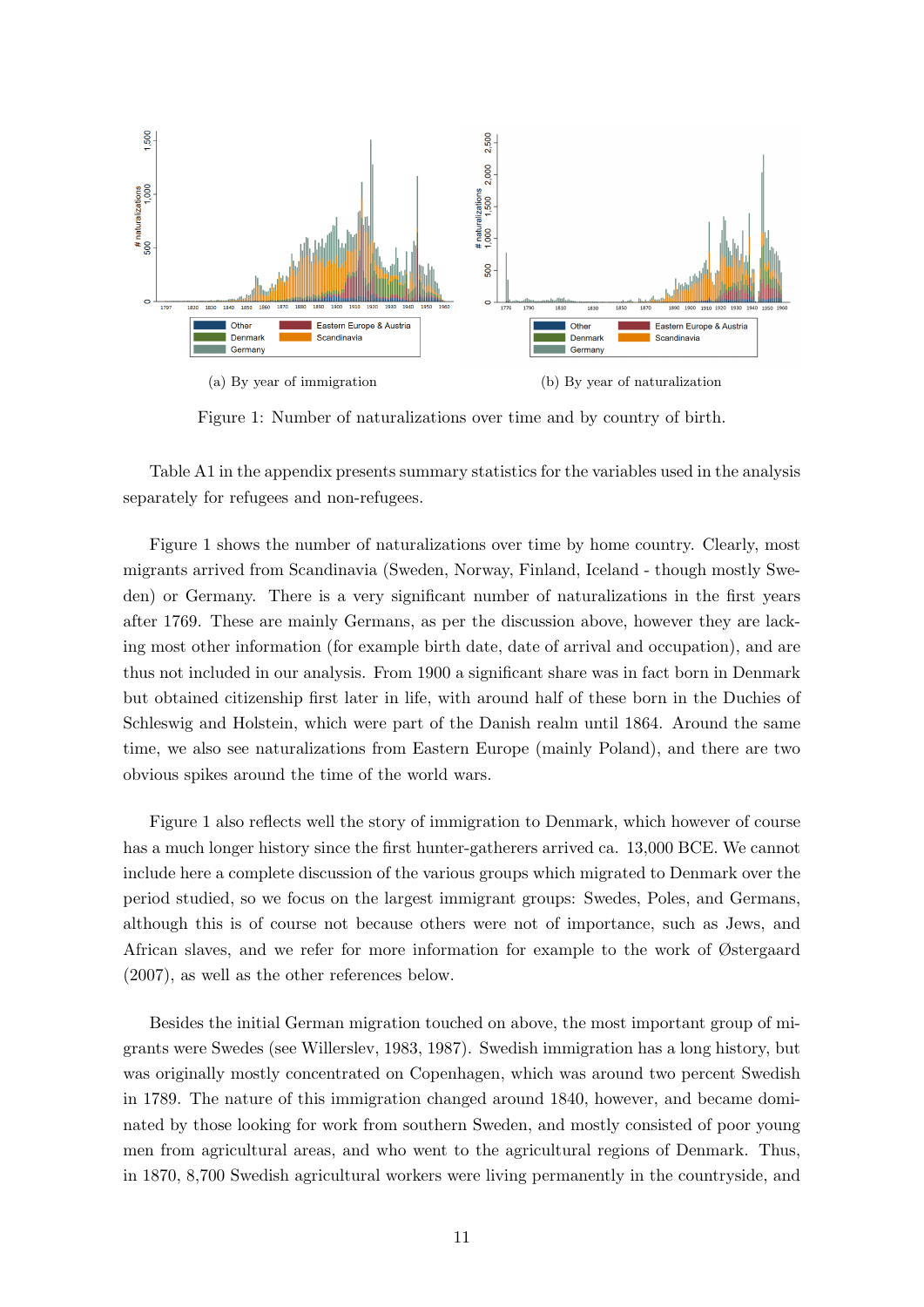(a) By year of immigration

(b) By year of naturalization

Figure 1: Number of naturalizations over time and by country of birth.

Table A1 in the appendix presents summary statistics for the variables used in the analysis separately for refugees and non-refugees.

Figure 1 shows the number of naturalizations over time by home country. Clearly, most migrants arrived from Scandinavia (Sweden, Norway, Finland, Iceland - though mostly Sweden) or Germany. There is a very significant number of naturalizations in the first years after 1769. These are mainly Germans, as per the discussion above, however they are lacking most other information (for example birth date, date of arrival and occupation), and are thus not included in our analysis. From 1900 a significant share was in fact born in Denmark but obtained citizenship first later in life, with around half of these born in the Duchies of Schleswig and Holstein, which were part of the Danish realm until 1864. Around the same time, we also see naturalizations from Eastern Europe (mainly Poland), and there are two obvious spikes around the time of the world wars.

Figure 1 also reflects well the story of immigration to Denmark, which however of course has a much longer history since the first hunter-gatherers arrived ca. 13,000 BCE. We cannot include here a complete discussion of the various groups which migrated to Denmark over the period studied, so we focus on the largest immigrant groups: Swedes, Poles, and Germans, although this is of course not because others were not of importance, such as Jews, and African slaves, and we refer for more information for example to the work of Østergaard (2007), as well as the other references below.

Besides the initial German migration touched on above, the most important group of migrants were Swedes (see Willerslev, 1983, 1987). Swedish immigration has a long history, but was originally mostly concentrated on Copenhagen, which was around two percent Swedish in 1789. The nature of this immigration changed around 1840, however, and became dominated by those looking for work from southern Sweden, and mostly consisted of poor young men from agricultural areas, and who went to the agricultural regions of Denmark. Thus, in 1870, 8,700 Swedish agricultural workers were living permanently in the countryside, and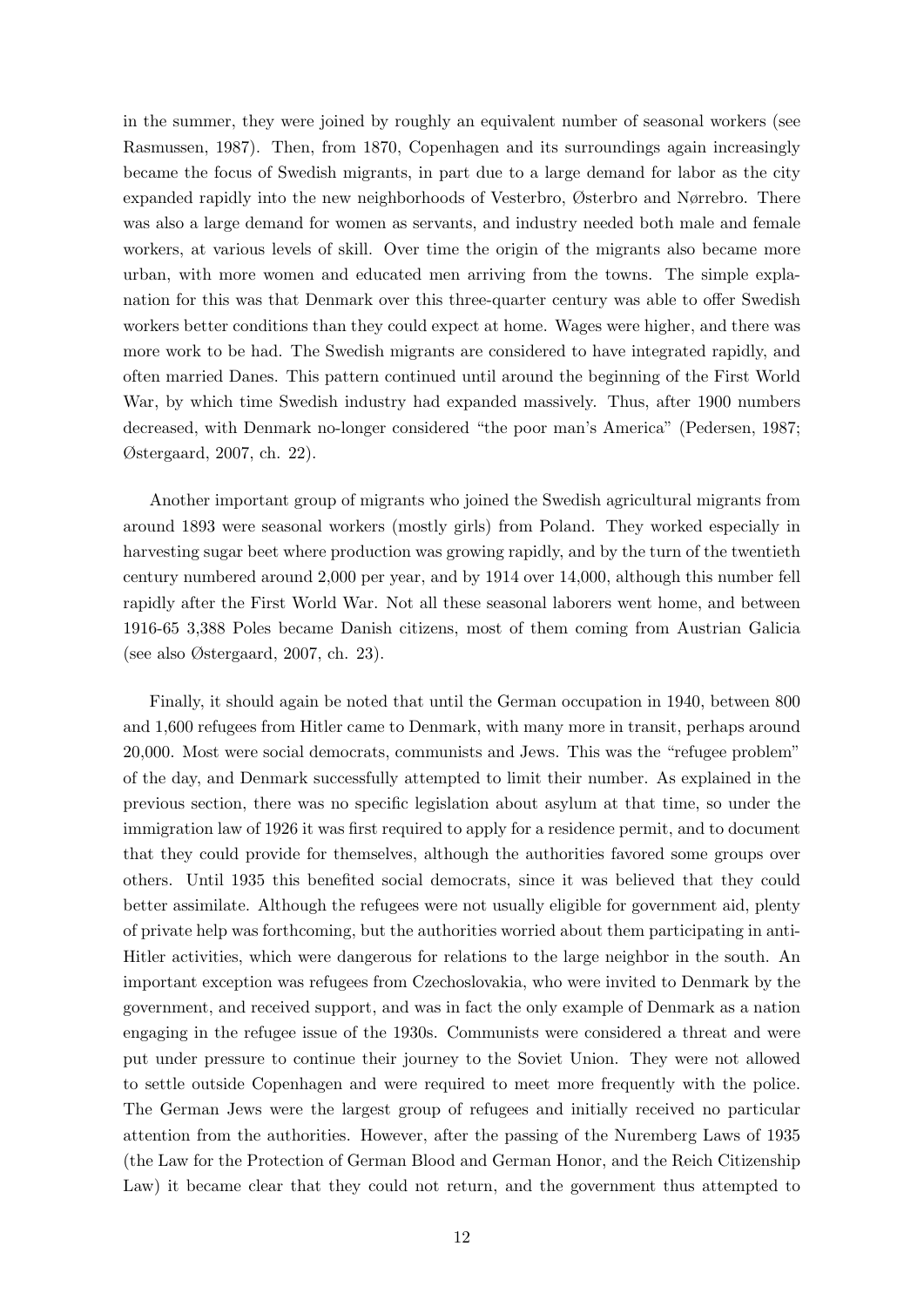in the summer, they were joined by roughly an equivalent number of seasonal workers (see Rasmussen, 1987). Then, from 1870, Copenhagen and its surroundings again increasingly became the focus of Swedish migrants, in part due to a large demand for labor as the city expanded rapidly into the new neighborhoods of Vesterbro, Østerbro and Nørrebro. There was also a large demand for women as servants, and industry needed both male and female workers, at various levels of skill. Over time the origin of the migrants also became more urban, with more women and educated men arriving from the towns. The simple explanation for this was that Denmark over this three-quarter century was able to offer Swedish workers better conditions than they could expect at home. Wages were higher, and there was more work to be had. The Swedish migrants are considered to have integrated rapidly, and often married Danes. This pattern continued until around the beginning of the First World War, by which time Swedish industry had expanded massively. Thus, after 1900 numbers decreased, with Denmark no-longer considered "the poor man's America" (Pedersen, 1987; Østergaard, 2007, ch. 22).

Another important group of migrants who joined the Swedish agricultural migrants from around 1893 were seasonal workers (mostly girls) from Poland. They worked especially in harvesting sugar beet where production was growing rapidly, and by the turn of the twentieth century numbered around 2,000 per year, and by 1914 over 14,000, although this number fell rapidly after the First World War. Not all these seasonal laborers went home, and between 1916-65 3,388 Poles became Danish citizens, most of them coming from Austrian Galicia (see also Østergaard, 2007, ch. 23).

Finally, it should again be noted that until the German occupation in 1940, between 800 and 1,600 refugees from Hitler came to Denmark, with many more in transit, perhaps around 20,000. Most were social democrats, communists and Jews. This was the "refugee problem" of the day, and Denmark successfully attempted to limit their number. As explained in the previous section, there was no specific legislation about asylum at that time, so under the immigration law of 1926 it was first required to apply for a residence permit, and to document that they could provide for themselves, although the authorities favored some groups over others. Until 1935 this benefited social democrats, since it was believed that they could better assimilate. Although the refugees were not usually eligible for government aid, plenty of private help was forthcoming, but the authorities worried about them participating in anti-Hitler activities, which were dangerous for relations to the large neighbor in the south. An important exception was refugees from Czechoslovakia, who were invited to Denmark by the government, and received support, and was in fact the only example of Denmark as a nation engaging in the refugee issue of the 1930s. Communists were considered a threat and were put under pressure to continue their journey to the Soviet Union. They were not allowed to settle outside Copenhagen and were required to meet more frequently with the police. The German Jews were the largest group of refugees and initially received no particular attention from the authorities. However, after the passing of the Nuremberg Laws of 1935 (the Law for the Protection of German Blood and German Honor, and the Reich Citizenship Law) it became clear that they could not return, and the government thus attempted to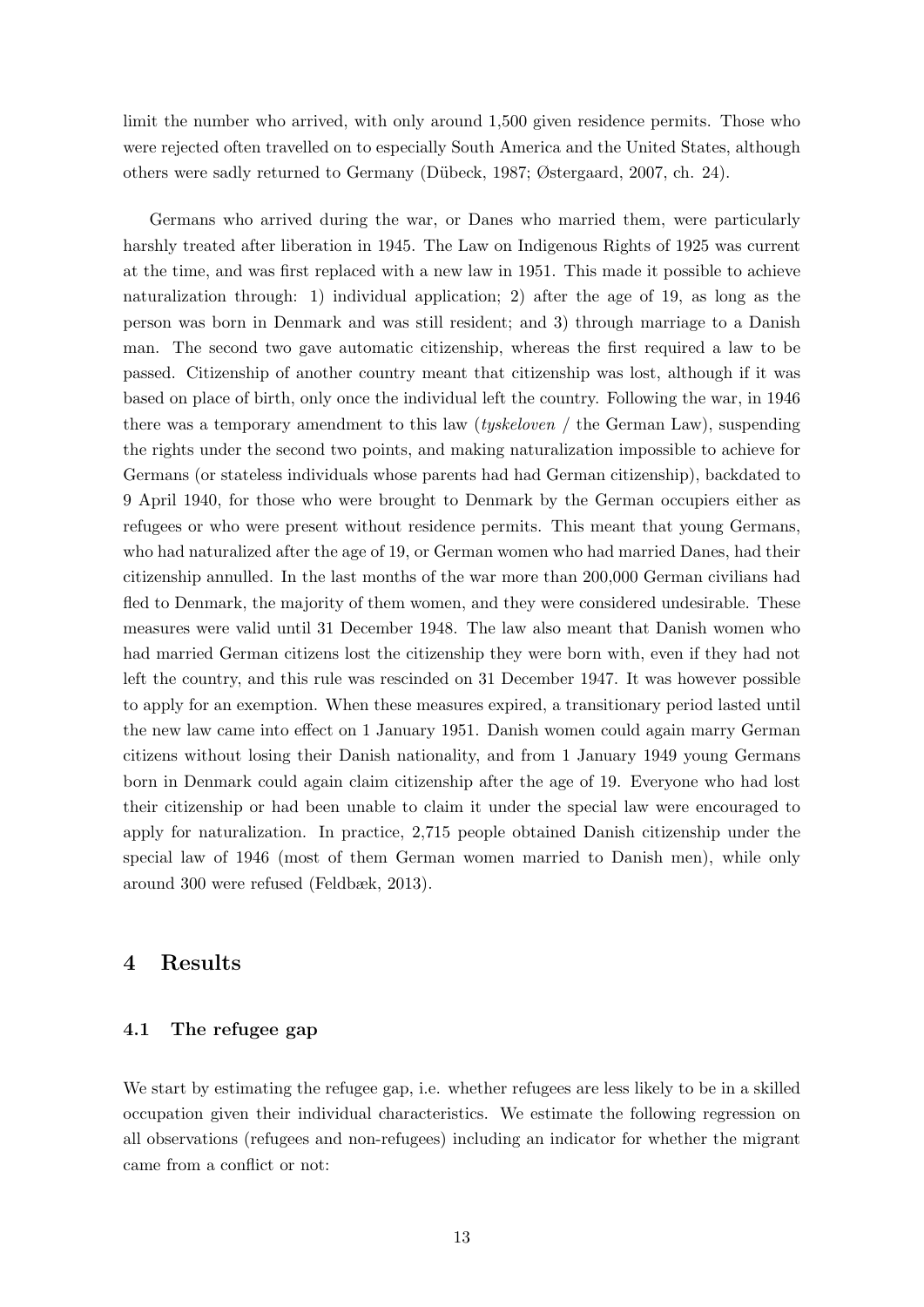limit the number who arrived, with only around 1,500 given residence permits. Those who were rejected often travelled on to especially South America and the United States, although others were sadly returned to Germany (Dübeck, 1987; Østergaard, 2007, ch. 24).

Germans who arrived during the war, or Danes who married them, were particularly harshly treated after liberation in 1945. The Law on Indigenous Rights of 1925 was current at the time, and was first replaced with a new law in 1951. This made it possible to achieve naturalization through: 1) individual application; 2) after the age of 19, as long as the person was born in Denmark and was still resident; and 3) through marriage to a Danish man. The second two gave automatic citizenship, whereas the first required a law to be passed. Citizenship of another country meant that citizenship was lost, although if it was based on place of birth, only once the individual left the country. Following the war, in 1946 there was a temporary amendment to this law (*tyskeloven* / the German Law), suspending the rights under the second two points, and making naturalization impossible to achieve for Germans (or stateless individuals whose parents had had German citizenship), backdated to 9 April 1940, for those who were brought to Denmark by the German occupiers either as refugees or who were present without residence permits. This meant that young Germans, who had naturalized after the age of 19, or German women who had married Danes, had their citizenship annulled. In the last months of the war more than 200,000 German civilians had fled to Denmark, the majority of them women, and they were considered undesirable. These measures were valid until 31 December 1948. The law also meant that Danish women who had married German citizens lost the citizenship they were born with, even if they had not left the country, and this rule was rescinded on 31 December 1947. It was however possible to apply for an exemption. When these measures expired, a transitionary period lasted until the new law came into effect on 1 January 1951. Danish women could again marry German citizens without losing their Danish nationality, and from 1 January 1949 young Germans born in Denmark could again claim citizenship after the age of 19. Everyone who had lost their citizenship or had been unable to claim it under the special law were encouraged to apply for naturalization. In practice, 2,715 people obtained Danish citizenship under the special law of 1946 (most of them German women married to Danish men), while only around 300 were refused (Feldbæk, 2013).

# 4 Results

## 4.1 The refugee gap

We start by estimating the refugee gap, i.e. whether refugees are less likely to be in a skilled occupation given their individual characteristics. We estimate the following regression on all observations (refugees and non-refugees) including an indicator for whether the migrant came from a conflict or not: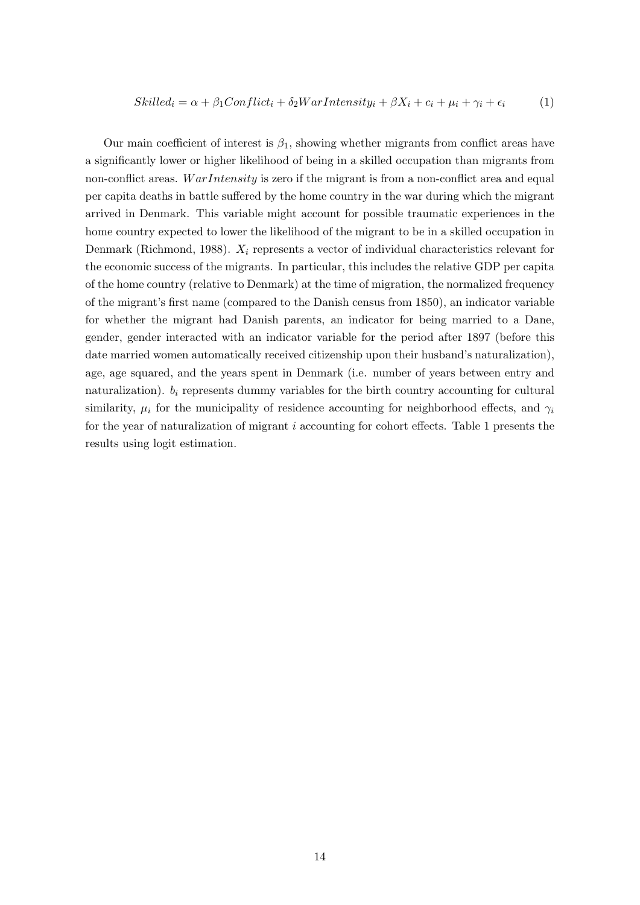$$Skilled_i = \alpha + \beta_1 Conflict_i + \delta_2 WarIntensity_i + \beta X_i + c_i + \mu_i + \gamma_i + \epsilon_i \qquad (1)$$

Our main coefficient of interest is $\beta_1$, showing whether migrants from conflict areas have a significantly lower or higher likelihood of being in a skilled occupation than migrants from non-conflict areas. $WarIntensity$ is zero if the migrant is from a non-conflict area and equal per capita deaths in battle suffered by the home country in the war during which the migrant arrived in Denmark. This variable might account for possible traumatic experiences in the home country expected to lower the likelihood of the migrant to be in a skilled occupation in Denmark (Richmond, 1988). $X_i$ represents a vector of individual characteristics relevant for the economic success of the migrants. In particular, this includes the relative GDP per capita of the home country (relative to Denmark) at the time of migration, the normalized frequency of the migrant's first name (compared to the Danish census from 1850), an indicator variable for whether the migrant had Danish parents, an indicator for being married to a Dane, gender, gender interacted with an indicator variable for the period after 1897 (before this date married women automatically received citizenship upon their husband's naturalization), age, age squared, and the years spent in Denmark (i.e. number of years between entry and naturalization). $b_i$ represents dummy variables for the birth country accounting for cultural similarity, $\mu_i$ for the municipality of residence accounting for neighborhood effects, and $\gamma_i$ for the year of naturalization of migrant $i$ accounting for cohort effects. Table 1 presents the results using logit estimation.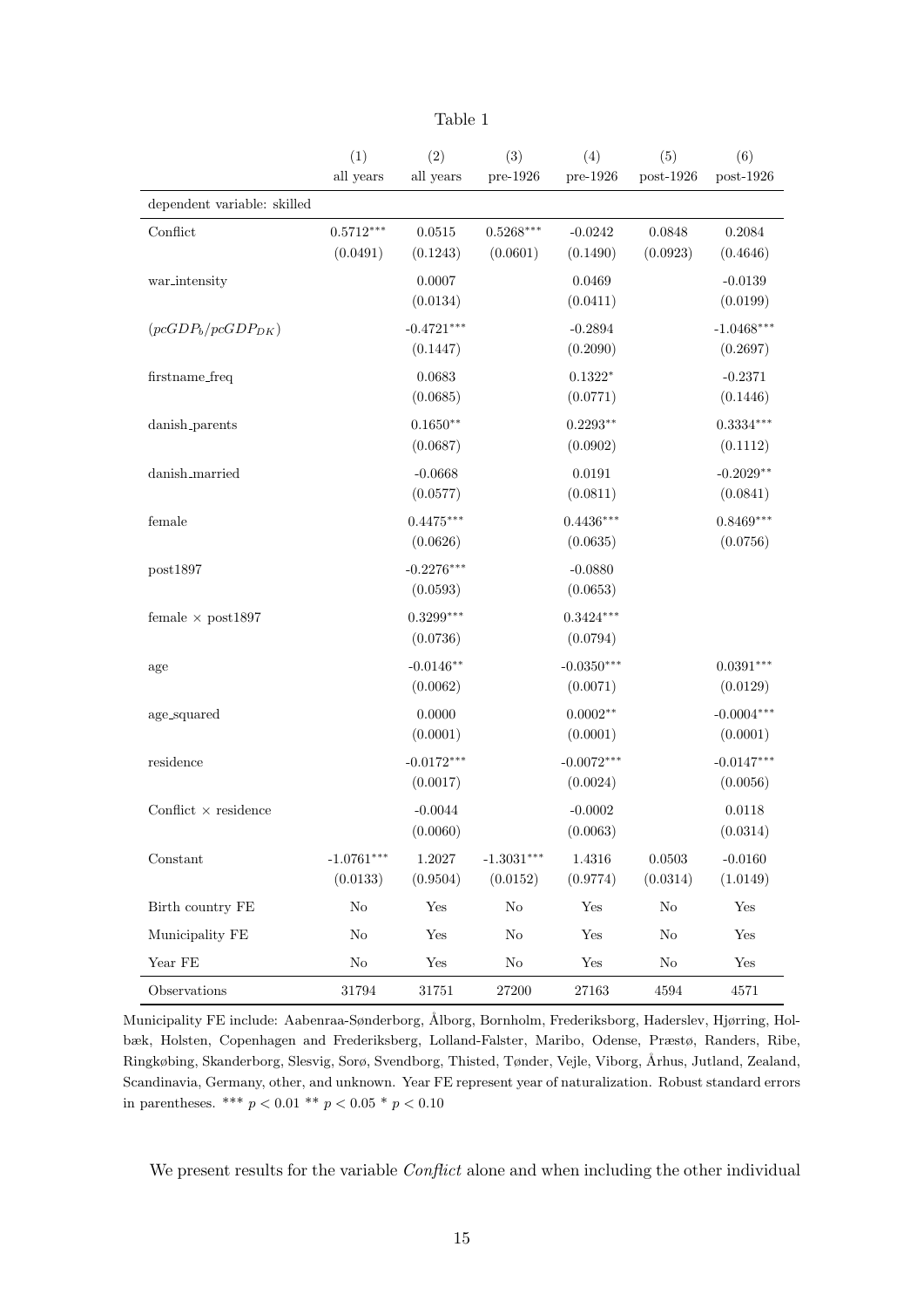Table 1

| | (1) | (2) | (3) | (4) | (5) | (6) |
|---|---|---|---|---|---|---|
| | all years | all years | pre-1926 | pre-1926 | post-1926 | post-1926 |
| dependent variable: skilled | | | | | | |
| Conflict | 0.5712*** | 0.0515 | 0.5268*** | -0.0242 | 0.0848 | 0.2084 |
| | (0.0491) | (0.1243) | (0.0601) | (0.1490) | (0.0923) | (0.4646) |
| war_intensity | | 0.0007 | | 0.0469 | | -0.0139 |
| | | (0.0134) | | (0.0411) | | (0.0199) |
| $(pcGDP_b/pcGDP_{DK})$ | | -0.4721*** | | -0.2894 | | -1.0468*** |
| | | (0.1447) | | (0.2090) | | (0.2697) |
| firstname_freq | | 0.0683 | | 0.1322* | | -0.2371 |
| | | (0.0685) | | (0.0771) | | (0.1446) |
| danish_parents | | 0.1650** | | 0.2293** | | 0.3334*** |
| | | (0.0687) | | (0.0902) | | (0.1112) |
| danish_married | | -0.0668 | | 0.0191 | | -0.2029** |
| | | (0.0577) | | (0.0811) | | (0.0841) |
| female | | 0.4475*** | | 0.4436*** | | 0.8469*** |
| | | (0.0626) | | (0.0635) | | (0.0756) |
| post1897 | | -0.2276*** | | -0.0880 | | |
| | | (0.0593) | | (0.0653) | | |
| female × post1897 | | 0.3299*** | | 0.3424*** | | |
| | | (0.0736) | | (0.0794) | | |
| age | | -0.0146** | | -0.0350*** | | 0.0391*** |
| | | (0.0062) | | (0.0071) | | (0.0129) |
| age_squared | | 0.0000 | | 0.0002** | | -0.0004*** |
| | | (0.0001) | | (0.0001) | | (0.0001) |
| residence | | -0.0172*** | | -0.0072*** | | -0.0147*** |
| | | (0.0017) | | (0.0024) | | (0.0056) |
| Conflict × residence | | -0.0044 | | -0.0002 | | 0.0118 |
| | | (0.0060) | | (0.0063) | | (0.0314) |
| Constant | -1.0761*** | 1.2027 | -1.3031*** | 1.4316 | 0.0503 | -0.0160 |
| | (0.0133) | (0.9504) | (0.0152) | (0.9774) | (0.0314) | (1.0149) |
| Birth country FE | No | Yes | No | Yes | No | Yes |
| Municipality FE | No | Yes | No | Yes | No | Yes |
| Year FE | No | Yes | No | Yes | No | Yes |
| Observations | 31794 | 31751 | 27200 | 27163 | 4594 | 4571 |

Municipality FE include: Aabenraa-Sønderborg, Ålborg, Bornholm, Frederiksborg, Haderslev, Hjørring, Holbæk, Holsten, Copenhagen and Frederiksberg, Lolland-Falster, Maribo, Odense, Præstø, Randers, Ribe, Ringkøbing, Skanderborg, Slesvig, Sorø, Svendborg, Thisted, Tønder, Vejle, Viborg, Århus, Jutland, Zealand, Scandinavia, Germany, other, and unknown. Year FE represent year of naturalization. Robust standard errors in parentheses. *** $p < 0.01$ ** $p < 0.05$ * $p < 0.10$

We present results for the variable *Conflict* alone and when including the other individual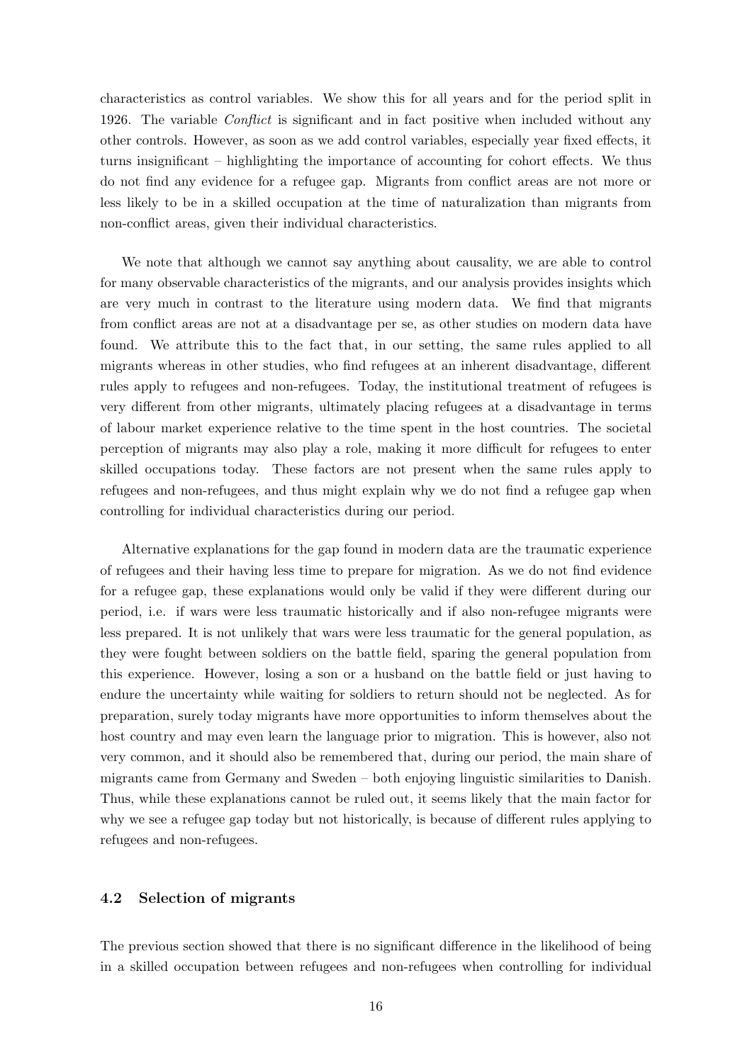characteristics as control variables. We show this for all years and for the period split in 1926. The variable *Conflict* is significant and in fact positive when included without any other controls. However, as soon as we add control variables, especially year fixed effects, it turns insignificant – highlighting the importance of accounting for cohort effects. We thus do not find any evidence for a refugee gap. Migrants from conflict areas are not more or less likely to be in a skilled occupation at the time of naturalization than migrants from non-conflict areas, given their individual characteristics.

We note that although we cannot say anything about causality, we are able to control for many observable characteristics of the migrants, and our analysis provides insights which are very much in contrast to the literature using modern data. We find that migrants from conflict areas are not at a disadvantage per se, as other studies on modern data have found. We attribute this to the fact that, in our setting, the same rules applied to all migrants whereas in other studies, who find refugees at an inherent disadvantage, different rules apply to refugees and non-refugees. Today, the institutional treatment of refugees is very different from other migrants, ultimately placing refugees at a disadvantage in terms of labour market experience relative to the time spent in the host countries. The societal perception of migrants may also play a role, making it more difficult for refugees to enter skilled occupations today. These factors are not present when the same rules apply to refugees and non-refugees, and thus might explain why we do not find a refugee gap when controlling for individual characteristics during our period.

Alternative explanations for the gap found in modern data are the traumatic experience of refugees and their having less time to prepare for migration. As we do not find evidence for a refugee gap, these explanations would only be valid if they were different during our period, i.e. if wars were less traumatic historically and if also non-refugee migrants were less prepared. It is not unlikely that wars were less traumatic for the general population, as they were fought between soldiers on the battle field, sparing the general population from this experience. However, losing a son or a husband on the battle field or just having to endure the uncertainty while waiting for soldiers to return should not be neglected. As for preparation, surely today migrants have more opportunities to inform themselves about the host country and may even learn the language prior to migration. This is however, also not very common, and it should also be remembered that, during our period, the main share of migrants came from Germany and Sweden – both enjoying linguistic similarities to Danish. Thus, while these explanations cannot be ruled out, it seems likely that the main factor for why we see a refugee gap today but not historically, is because of different rules applying to refugees and non-refugees.

### 4.2 Selection of migrants

The previous section showed that there is no significant difference in the likelihood of being in a skilled occupation between refugees and non-refugees when controlling for individual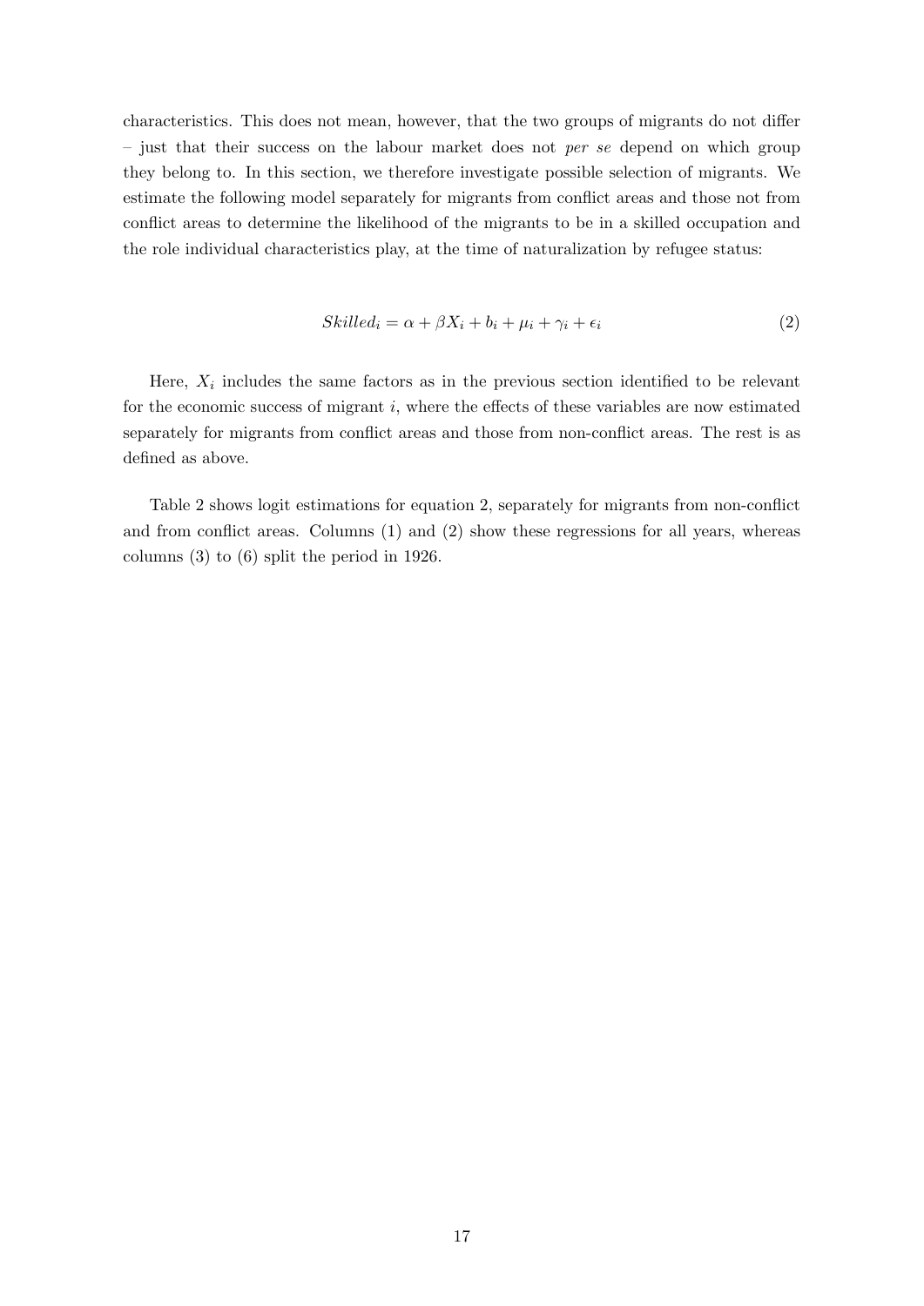characteristics. This does not mean, however, that the two groups of migrants do not differ – just that their success on the labour market does not *per se* depend on which group they belong to. In this section, we therefore investigate possible selection of migrants. We estimate the following model separately for migrants from conflict areas and those not from conflict areas to determine the likelihood of the migrants to be in a skilled occupation and the role individual characteristics play, at the time of naturalization by refugee status:

$$Skilled_i = \alpha + \beta X_i + b_i + \mu_i + \gamma_i + \epsilon_i \tag{2}$$

Here, $X_i$ includes the same factors as in the previous section identified to be relevant for the economic success of migrant $i$, where the effects of these variables are now estimated separately for migrants from conflict areas and those from non-conflict areas. The rest is as defined as above.

Table 2 shows logit estimations for equation 2, separately for migrants from non-conflict and from conflict areas. Columns (1) and (2) show these regressions for all years, whereas columns (3) to (6) split the period in 1926.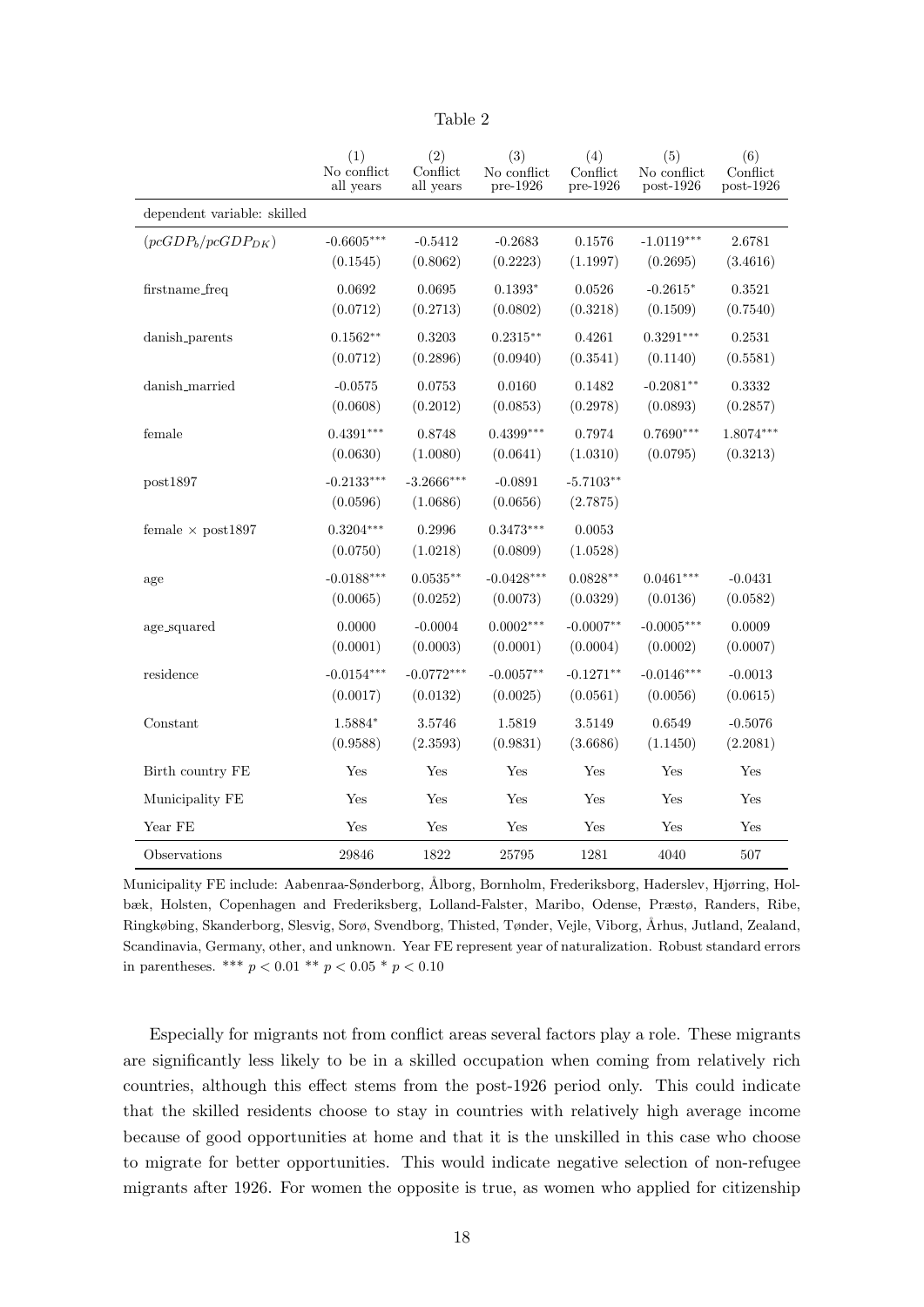Table 2

| | (1) No conflict all years | (2) Conflict all years | (3) No conflict pre-1926 | (4) Conflict pre-1926 | (5) No conflict post-1926 | (6) Conflict post-1926 |
|---|---|---|---|---|---|---|
| dependent variable: skilled | | | | | | |
| $(pcGDP_b/pcGDP_{DK})$ | -0.6605*** | -0.5412 | -0.2683 | 0.1576 | -1.0119*** | 2.6781 |
| | (0.1545) | (0.8062) | (0.2223) | (1.1997) | (0.2695) | (3.4616) |
| firstname_freq | 0.0692 | 0.0695 | 0.1393* | 0.0526 | -0.2615* | 0.3521 |
| | (0.0712) | (0.2713) | (0.0802) | (0.3218) | (0.1509) | (0.7540) |
| danish_parents | 0.1562** | 0.3203 | 0.2315** | 0.4261 | 0.3291*** | 0.2531 |
| | (0.0712) | (0.2896) | (0.0940) | (0.3541) | (0.1140) | (0.5581) |
| danish_married | -0.0575 | 0.0753 | 0.0160 | 0.1482 | -0.2081** | 0.3332 |
| | (0.0608) | (0.2012) | (0.0853) | (0.2978) | (0.0893) | (0.2857) |
| female | 0.4391*** | 0.8748 | 0.4399*** | 0.7974 | 0.7690*** | 1.8074*** |
| | (0.0630) | (1.0080) | (0.0641) | (1.0310) | (0.0795) | (0.3213) |
| post1897 | -0.2133*** | -3.2666*** | -0.0891 | -5.7103** | | |
| | (0.0596) | (1.0686) | (0.0656) | (2.7875) | | |
| female × post1897 | 0.3204*** | 0.2996 | 0.3473*** | 0.0053 | | |
| | (0.0750) | (1.0218) | (0.0809) | (1.0528) | | |
| age | -0.0188*** | 0.0535** | -0.0428*** | 0.0828** | 0.0461*** | -0.0431 |
| | (0.0065) | (0.0252) | (0.0073) | (0.0329) | (0.0136) | (0.0582) |
| age_squared | 0.0000 | -0.0004 | 0.0002*** | -0.0007** | -0.0005*** | 0.0009 |
| | (0.0001) | (0.0003) | (0.0001) | (0.0004) | (0.0002) | (0.0007) |
| residence | -0.0154*** | -0.0772*** | -0.0057** | -0.1271** | -0.0146*** | -0.0013 |
| | (0.0017) | (0.0132) | (0.0025) | (0.0561) | (0.0056) | (0.0615) |
| Constant | 1.5884* | 3.5746 | 1.5819 | 3.5149 | 0.6549 | -0.5076 |
| | (0.9588) | (2.3593) | (0.9831) | (3.6686) | (1.1450) | (2.2081) |
| Birth country FE | Yes | Yes | Yes | Yes | Yes | Yes |
| Municipality FE | Yes | Yes | Yes | Yes | Yes | Yes |
| Year FE | Yes | Yes | Yes | Yes | Yes | Yes |
| Observations | 29846 | 1822 | 25795 | 1281 | 4040 | 507 |

Municipality FE include: Aabenraa-Sønderborg, Ålborg, Bornholm, Frederiksborg, Haderslev, Hjørring, Holbæk, Holsten, Copenhagen and Frederiksberg, Lolland-Falster, Maribo, Odense, Præstø, Randers, Ribe, Ringkøbing, Skanderborg, Slesvig, Sorø, Svendborg, Thisted, Tønder, Vejle, Viborg, Århus, Jutland, Zealand, Scandinavia, Germany, other, and unknown. Year FE represent year of naturalization. Robust standard errors in parentheses. *** $p < 0.01$ ** $p < 0.05$ * $p < 0.10$

Especially for migrants not from conflict areas several factors play a role. These migrants are significantly less likely to be in a skilled occupation when coming from relatively rich countries, although this effect stems from the post-1926 period only. This could indicate that the skilled residents choose to stay in countries with relatively high average income because of good opportunities at home and that it is the unskilled in this case who choose to migrate for better opportunities. This would indicate negative selection of non-refugee migrants after 1926. For women the opposite is true, as women who applied for citizenship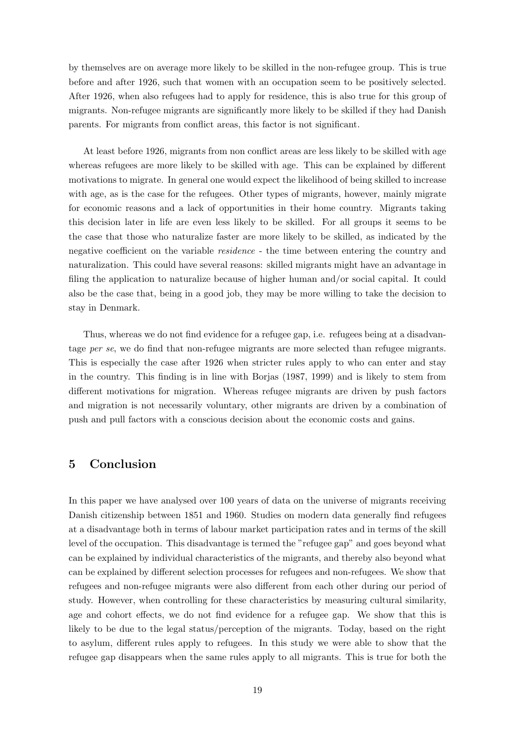by themselves are on average more likely to be skilled in the non-refugee group. This is true before and after 1926, such that women with an occupation seem to be positively selected. After 1926, when also refugees had to apply for residence, this is also true for this group of migrants. Non-refugee migrants are significantly more likely to be skilled if they had Danish parents. For migrants from conflict areas, this factor is not significant.

At least before 1926, migrants from non conflict areas are less likely to be skilled with age whereas refugees are more likely to be skilled with age. This can be explained by different motivations to migrate. In general one would expect the likelihood of being skilled to increase with age, as is the case for the refugees. Other types of migrants, however, mainly migrate for economic reasons and a lack of opportunities in their home country. Migrants taking this decision later in life are even less likely to be skilled. For all groups it seems to be the case that those who naturalize faster are more likely to be skilled, as indicated by the negative coefficient on the variable *residence* - the time between entering the country and naturalization. This could have several reasons: skilled migrants might have an advantage in filing the application to naturalize because of higher human and/or social capital. It could also be the case that, being in a good job, they may be more willing to take the decision to stay in Denmark.

Thus, whereas we do not find evidence for a refugee gap, i.e. refugees being at a disadvantage *per se*, we do find that non-refugee migrants are more selected than refugee migrants. This is especially the case after 1926 when stricter rules apply to who can enter and stay in the country. This finding is in line with Borjas (1987, 1999) and is likely to stem from different motivations for migration. Whereas refugee migrants are driven by push factors and migration is not necessarily voluntary, other migrants are driven by a combination of push and pull factors with a conscious decision about the economic costs and gains.

## 5 Conclusion

In this paper we have analysed over 100 years of data on the universe of migrants receiving Danish citizenship between 1851 and 1960. Studies on modern data generally find refugees at a disadvantage both in terms of labour market participation rates and in terms of the skill level of the occupation. This disadvantage is termed the "refugee gap" and goes beyond what can be explained by individual characteristics of the migrants, and thereby also beyond what can be explained by different selection processes for refugees and non-refugees. We show that refugees and non-refugee migrants were also different from each other during our period of study. However, when controlling for these characteristics by measuring cultural similarity, age and cohort effects, we do not find evidence for a refugee gap. We show that this is likely to be due to the legal status/perception of the migrants. Today, based on the right to asylum, different rules apply to refugees. In this study we were able to show that the refugee gap disappears when the same rules apply to all migrants. This is true for both the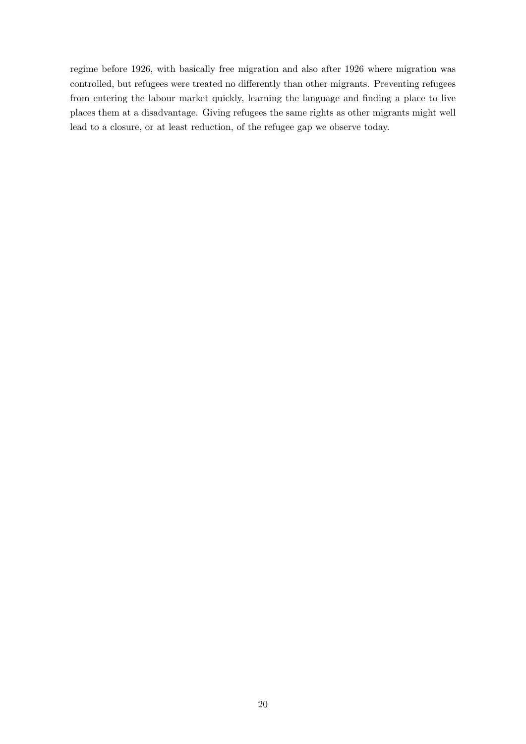regime before 1926, with basically free migration and also after 1926 where migration was controlled, but refugees were treated no differently than other migrants. Preventing refugees from entering the labour market quickly, learning the language and finding a place to live places them at a disadvantage. Giving refugees the same rights as other migrants might well lead to a closure, or at least reduction, of the refugee gap we observe today.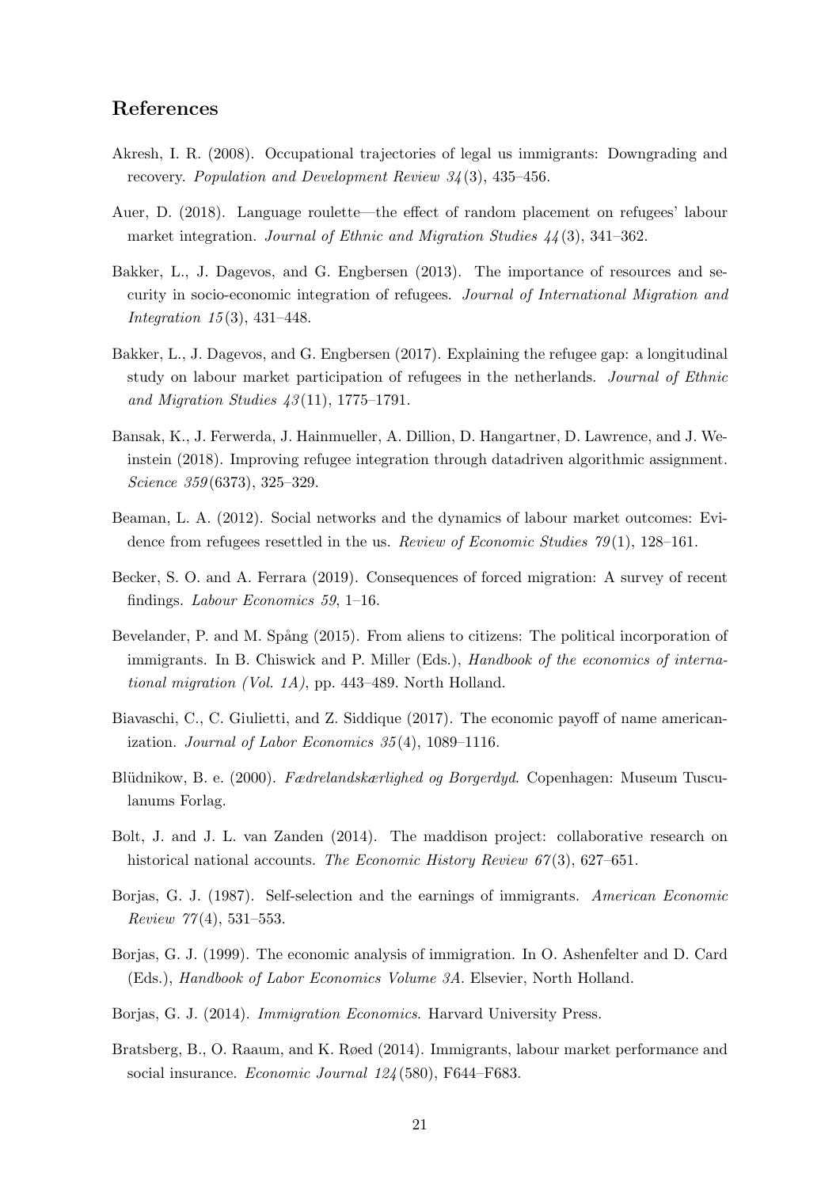## References

Akresh, I. R. (2008). Occupational trajectories of legal us immigrants: Downgrading and recovery. *Population and Development Review 34*(3), 435–456.

Auer, D. (2018). Language roulette—the effect of random placement on refugees' labour market integration. *Journal of Ethnic and Migration Studies 44*(3), 341–362.

Bakker, L., J. Dagevos, and G. Engbersen (2013). The importance of resources and security in socio-economic integration of refugees. *Journal of International Migration and Integration 15*(3), 431–448.

Bakker, L., J. Dagevos, and G. Engbersen (2017). Explaining the refugee gap: a longitudinal study on labour market participation of refugees in the netherlands. *Journal of Ethnic and Migration Studies 43*(11), 1775–1791.

Bansak, K., J. Ferwerda, J. Hainmueller, A. Dillion, D. Hangartner, D. Lawrence, and J. Weinstein (2018). Improving refugee integration through datadriven algorithmic assignment. *Science 359*(6373), 325–329.

Beaman, L. A. (2012). Social networks and the dynamics of labour market outcomes: Evidence from refugees resettled in the us. *Review of Economic Studies 79*(1), 128–161.

Becker, S. O. and A. Ferrara (2019). Consequences of forced migration: A survey of recent findings. *Labour Economics 59*, 1–16.

Bevelander, P. and M. Spång (2015). From aliens to citizens: The political incorporation of immigrants. In B. Chiswick and P. Miller (Eds.), *Handbook of the economics of international migration (Vol. 1A)*, pp. 443–489. North Holland.

Biavaschi, C., C. Giulietti, and Z. Siddique (2017). The economic payoff of name americanization. *Journal of Labor Economics 35*(4), 1089–1116.

Blüdnikow, B. e. (2000). *Fædrelandskærlighed og Borgerdyd*. Copenhagen: Museum Tusculanums Forlag.

Bolt, J. and J. L. van Zanden (2014). The maddison project: collaborative research on historical national accounts. *The Economic History Review 67*(3), 627–651.

Borjas, G. J. (1987). Self-selection and the earnings of immigrants. *American Economic Review 77*(4), 531–553.

Borjas, G. J. (1999). The economic analysis of immigration. In O. Ashenfelter and D. Card (Eds.), *Handbook of Labor Economics Volume 3A*. Elsevier, North Holland.

Borjas, G. J. (2014). *Immigration Economics*. Harvard University Press.

Bratsberg, B., O. Raaum, and K. Røed (2014). Immigrants, labour market performance and social insurance. *Economic Journal 124*(580), F644–F683.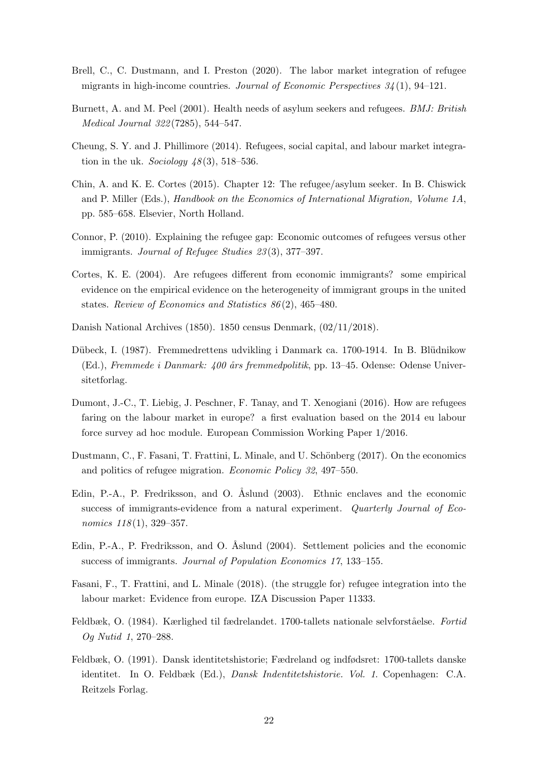Brell, C., C. Dustmann, and I. Preston (2020). The labor market integration of refugee migrants in high-income countries. *Journal of Economic Perspectives 34*(1), 94–121.

Burnett, A. and M. Peel (2001). Health needs of asylum seekers and refugees. *BMJ: British Medical Journal 322*(7285), 544–547.

Cheung, S. Y. and J. Phillimore (2014). Refugees, social capital, and labour market integration in the uk. *Sociology 48*(3), 518–536.

Chin, A. and K. E. Cortes (2015). Chapter 12: The refugee/asylum seeker. In B. Chiswick and P. Miller (Eds.), *Handbook on the Economics of International Migration, Volume 1A*, pp. 585–658. Elsevier, North Holland.

Connor, P. (2010). Explaining the refugee gap: Economic outcomes of refugees versus other immigrants. *Journal of Refugee Studies 23*(3), 377–397.

Cortes, K. E. (2004). Are refugees different from economic immigrants? some empirical evidence on the empirical evidence on the heterogeneity of immigrant groups in the united states. *Review of Economics and Statistics 86*(2), 465–480.

Danish National Archives (1850). 1850 census Denmark, (02/11/2018).

Dübeck, I. (1987). Fremmedrettens udvikling i Danmark ca. 1700-1914. In B. Blüdnikow (Ed.), *Fremmede i Danmark: 400 års fremmedpolitik*, pp. 13–45. Odense: Odense Universitetforlag.

Dumont, J.-C., T. Liebig, J. Peschner, F. Tanay, and T. Xenogiani (2016). How are refugees faring on the labour market in europe? a first evaluation based on the 2014 eu labour force survey ad hoc module. European Commission Working Paper 1/2016.

Dustmann, C., F. Fasani, T. Frattini, L. Minale, and U. Schönberg (2017). On the economics and politics of refugee migration. *Economic Policy 32*, 497–550.

Edin, P.-A., P. Fredriksson, and O. Åslund (2003). Ethnic enclaves and the economic success of immigrants-evidence from a natural experiment. *Quarterly Journal of Economics 118*(1), 329–357.

Edin, P.-A., P. Fredriksson, and O. Åslund (2004). Settlement policies and the economic success of immigrants. *Journal of Population Economics 17*, 133–155.

Fasani, F., T. Frattini, and L. Minale (2018). (the struggle for) refugee integration into the labour market: Evidence from europe. IZA Discussion Paper 11333.

Feldbæk, O. (1984). Kærlighed til fædrelandet. 1700-tallets nationale selvforståelse. *Fortid Og Nutid 1*, 270–288.

Feldbæk, O. (1991). Dansk identitetshistorie; Fædreland og indfødsret: 1700-tallets danske identitet. In O. Feldbæk (Ed.), *Dansk Indentitetshistorie. Vol. 1.* Copenhagen: C.A. Reitzels Forlag.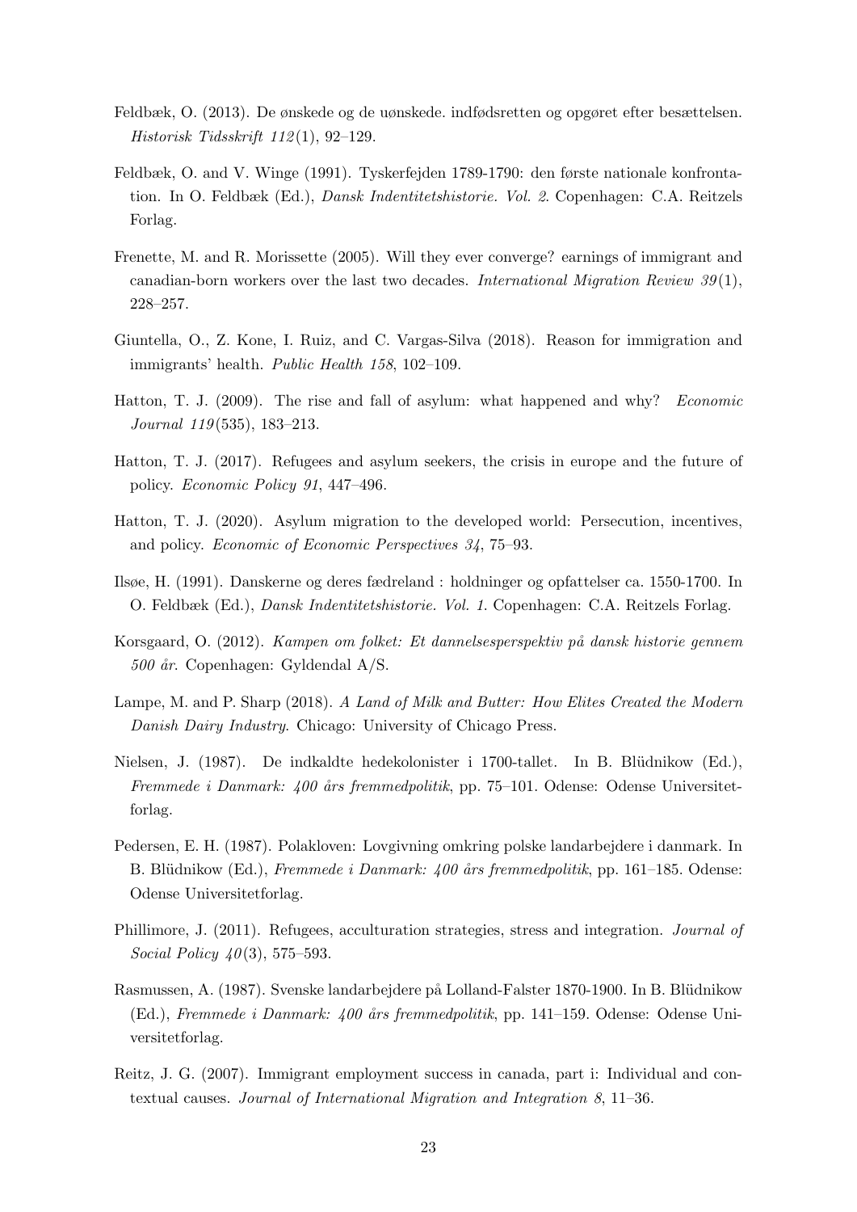Feldbæk, O. (2013). De ønskede og de uønskede. indfødsretten og opgøret efter besættelsen. *Historisk Tidsskrift 112*(1), 92–129.

Feldbæk, O. and V. Winge (1991). Tyskerfejden 1789-1790: den første nationale konfrontation. In O. Feldbæk (Ed.), *Dansk Indentitetshistorie. Vol. 2*. Copenhagen: C.A. Reitzels Forlag.

Frenette, M. and R. Morissette (2005). Will they ever converge? earnings of immigrant and canadian-born workers over the last two decades. *International Migration Review 39*(1), 228–257.

Giuntella, O., Z. Kone, I. Ruiz, and C. Vargas-Silva (2018). Reason for immigration and immigrants' health. *Public Health 158*, 102–109.

Hatton, T. J. (2009). The rise and fall of asylum: what happened and why? *Economic Journal 119*(535), 183–213.

Hatton, T. J. (2017). Refugees and asylum seekers, the crisis in europe and the future of policy. *Economic Policy 91*, 447–496.

Hatton, T. J. (2020). Asylum migration to the developed world: Persecution, incentives, and policy. *Economic of Economic Perspectives 34*, 75–93.

Ilsøe, H. (1991). Danskerne og deres fædreland : holdninger og opfattelser ca. 1550-1700. In O. Feldbæk (Ed.), *Dansk Indentitetshistorie. Vol. 1*. Copenhagen: C.A. Reitzels Forlag.

Korsgaard, O. (2012). *Kampen om folket: Et dannelsesperspektiv på dansk historie gennem 500 år*. Copenhagen: Gyldendal A/S.

Lampe, M. and P. Sharp (2018). *A Land of Milk and Butter: How Elites Created the Modern Danish Dairy Industry*. Chicago: University of Chicago Press.

Nielsen, J. (1987). De indkaldte hedekolonister i 1700-tallet. In B. Blüdnikow (Ed.), *Fremmede i Danmark: 400 års fremmedpolitik*, pp. 75–101. Odense: Odense Universitetforlag.

Pedersen, E. H. (1987). Polakloven: Lovgivning omkring polske landarbejdere i danmark. In B. Blüdnikow (Ed.), *Fremmede i Danmark: 400 års fremmedpolitik*, pp. 161–185. Odense: Odense Universitetforlag.

Phillimore, J. (2011). Refugees, acculturation strategies, stress and integration. *Journal of Social Policy 40*(3), 575–593.

Rasmussen, A. (1987). Svenske landarbejdere på Lolland-Falster 1870-1900. In B. Blüdnikow (Ed.), *Fremmede i Danmark: 400 års fremmedpolitik*, pp. 141–159. Odense: Odense Universitetforlag.

Reitz, J. G. (2007). Immigrant employment success in canada, part i: Individual and contextual causes. *Journal of International Migration and Integration 8*, 11–36.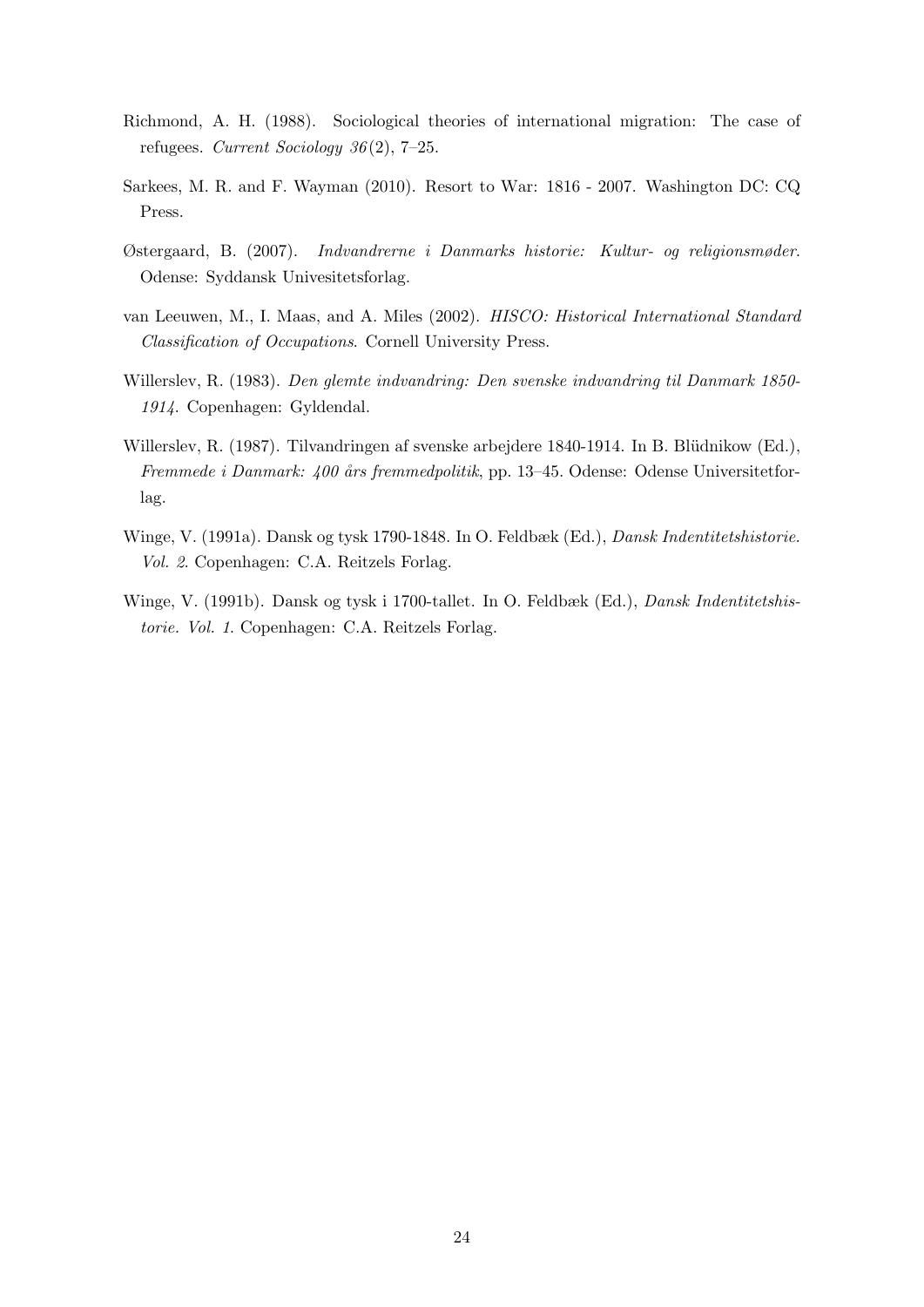Richmond, A. H. (1988). Sociological theories of international migration: The case of refugees. *Current Sociology 36*(2), 7–25.

Sarkees, M. R. and F. Wayman (2010). Resort to War: 1816 - 2007. Washington DC: CQ Press.

Østergaard, B. (2007). *Indvandrerne i Danmarks historie: Kultur- og religionsmøder*. Odense: Syddansk Univesitetsforlag.

van Leeuwen, M., I. Maas, and A. Miles (2002). *HISCO: Historical International Standard Classification of Occupations*. Cornell University Press.

Willerslev, R. (1983). *Den glemte indvandring: Den svenske indvandring til Danmark 1850-1914*. Copenhagen: Gyldendal.

Willerslev, R. (1987). Tilvandringen af svenske arbejdere 1840-1914. In B. Blüdnikow (Ed.), *Fremmede i Danmark: 400 års fremmedpolitik*, pp. 13–45. Odense: Odense Universitetforlag.

Winge, V. (1991a). Dansk og tysk 1790-1848. In O. Feldbæk (Ed.), *Dansk Indentitetshistorie. Vol. 2*. Copenhagen: C.A. Reitzels Forlag.

Winge, V. (1991b). Dansk og tysk i 1700-tallet. In O. Feldbæk (Ed.), *Dansk Indentitetshistorie. Vol. 1*. Copenhagen: C.A. Reitzels Forlag.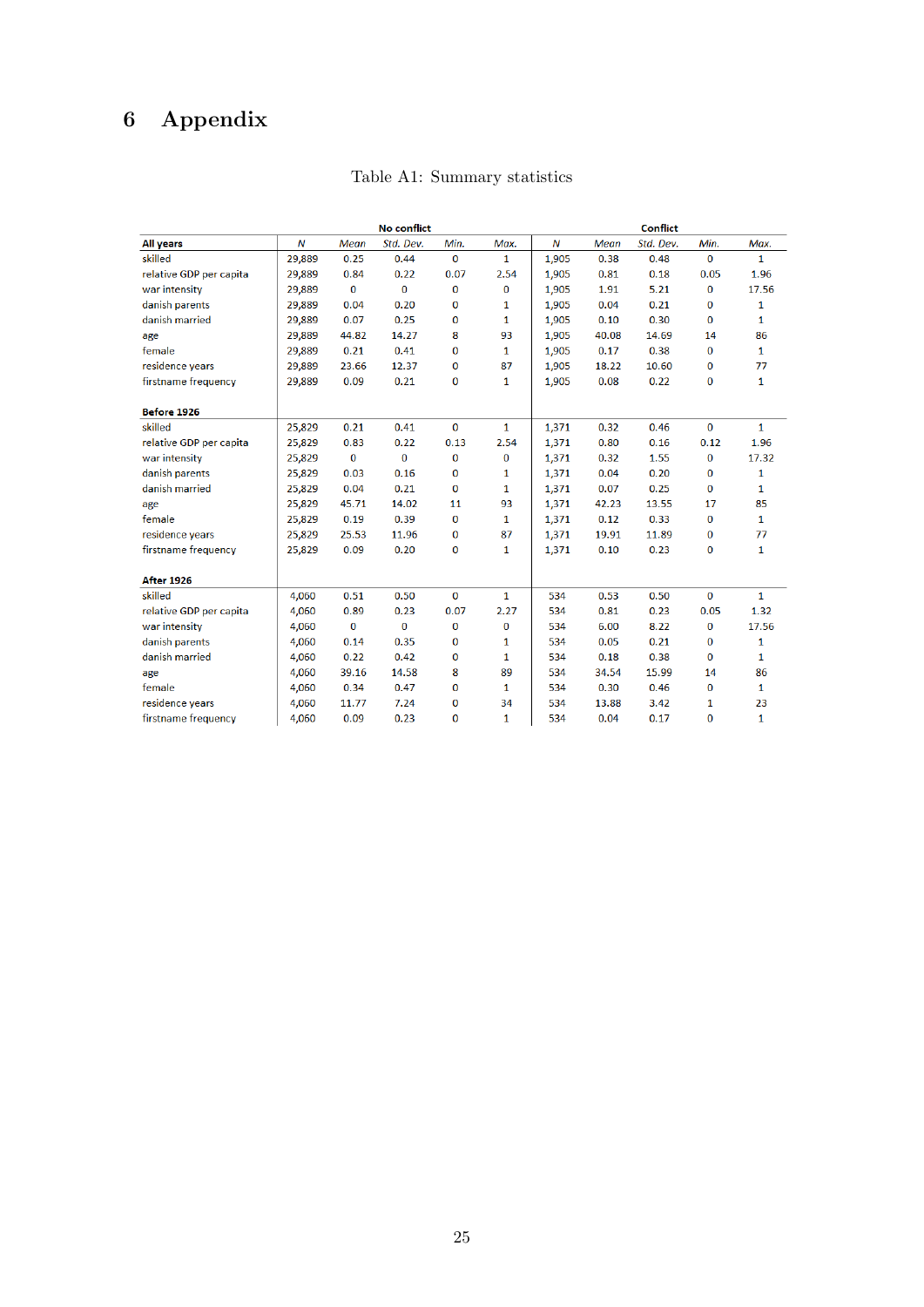# 6 Appendix

Table A1: Summary statistics

| | No conflict | | | | | Conflict | | | | |
|---|---|---|---|---|---|---|---|---|---|---|
| **All years** | *N* | *Mean* | *Std. Dev.* | *Min.* | *Max.* | *N* | *Mean* | *Std. Dev.* | *Min.* | *Max.* |
| skilled | 29,889 | 0.25 | 0.44 | 0 | 1 | 1,905 | 0.38 | 0.48 | 0 | 1 |
| relative GDP per capita | 29,889 | 0.84 | 0.22 | 0.07 | 2.54 | 1,905 | 0.81 | 0.18 | 0.05 | 1.96 |
| war intensity | 29,889 | 0 | 0 | 0 | 0 | 1,905 | 1.91 | 5.21 | 0 | 17.56 |
| danish parents | 29,889 | 0.04 | 0.20 | 0 | 1 | 1,905 | 0.04 | 0.21 | 0 | 1 |
| danish married | 29,889 | 0.07 | 0.25 | 0 | 1 | 1,905 | 0.10 | 0.30 | 0 | 1 |
| age | 29,889 | 44.82 | 14.27 | 8 | 93 | 1,905 | 40.08 | 14.69 | 14 | 86 |
| female | 29,889 | 0.21 | 0.41 | 0 | 1 | 1,905 | 0.17 | 0.38 | 0 | 1 |
| residence years | 29,889 | 23.66 | 12.37 | 0 | 87 | 1,905 | 18.22 | 10.60 | 0 | 77 |
| firstname frequency | 29,889 | 0.09 | 0.21 | 0 | 1 | 1,905 | 0.08 | 0.22 | 0 | 1 |
| **Before 1926** | | | | | | | | | | |
| skilled | 25,829 | 0.21 | 0.41 | 0 | 1 | 1,371 | 0.32 | 0.46 | 0 | 1 |
| relative GDP per capita | 25,829 | 0.83 | 0.22 | 0.13 | 2.54 | 1,371 | 0.80 | 0.16 | 0.12 | 1.96 |
| war intensity | 25,829 | 0 | 0 | 0 | 0 | 1,371 | 0.32 | 1.55 | 0 | 17.32 |
| danish parents | 25,829 | 0.03 | 0.16 | 0 | 1 | 1,371 | 0.04 | 0.20 | 0 | 1 |
| danish married | 25,829 | 0.04 | 0.21 | 0 | 1 | 1,371 | 0.07 | 0.25 | 0 | 1 |
| age | 25,829 | 45.71 | 14.02 | 11 | 93 | 1,371 | 42.23 | 13.55 | 17 | 85 |
| female | 25,829 | 0.19 | 0.39 | 0 | 1 | 1,371 | 0.12 | 0.33 | 0 | 1 |
| residence years | 25,829 | 25.53 | 11.96 | 0 | 87 | 1,371 | 19.91 | 11.89 | 0 | 77 |
| firstname frequency | 25,829 | 0.09 | 0.20 | 0 | 1 | 1,371 | 0.10 | 0.23 | 0 | 1 |
| **After 1926** | | | | | | | | | | |
| skilled | 4,060 | 0.51 | 0.50 | 0 | 1 | 534 | 0.53 | 0.50 | 0 | 1 |
| relative GDP per capita | 4,060 | 0.89 | 0.23 | 0.07 | 2.27 | 534 | 0.81 | 0.23 | 0.05 | 1.32 |
| war intensity | 4,060 | 0 | 0 | 0 | 0 | 534 | 6.00 | 8.22 | 0 | 17.56 |
| danish parents | 4,060 | 0.14 | 0.35 | 0 | 1 | 534 | 0.05 | 0.21 | 0 | 1 |
| danish married | 4,060 | 0.22 | 0.42 | 0 | 1 | 534 | 0.18 | 0.38 | 0 | 1 |
| age | 4,060 | 39.16 | 14.58 | 8 | 89 | 534 | 34.54 | 15.99 | 14 | 86 |
| female | 4,060 | 0.34 | 0.47 | 0 | 1 | 534 | 0.30 | 0.46 | 0 | 1 |
| residence years | 4,060 | 11.77 | 7.24 | 0 | 34 | 534 | 13.88 | 3.42 | 1 | 23 |
| firstname frequency | 4,060 | 0.09 | 0.23 | 0 | 1 | 534 | 0.04 | 0.17 | 0 | 1 |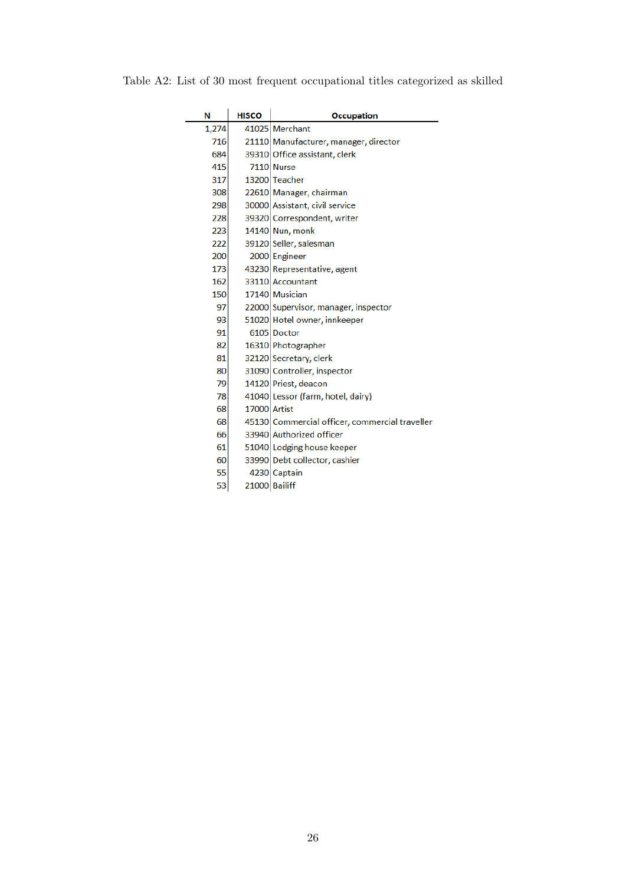Table A2: List of 30 most frequent occupational titles categorized as skilled

| N | HISCO | Occupation |
|---|---|---|
| 1,274 | 41025 | Merchant |
| 716 | 21110 | Manufacturer, manager, director |
| 684 | 39310 | Office assistant, clerk |
| 415 | 7110 | Nurse |
| 317 | 13200 | Teacher |
| 308 | 22610 | Manager, chairman |
| 298 | 30000 | Assistant, civil service |
| 228 | 39320 | Correspondent, writer |
| 223 | 14140 | Nun, monk |
| 222 | 39120 | Seller, salesman |
| 200 | 2000 | Engineer |
| 173 | 43230 | Representative, agent |
| 162 | 33110 | Accountant |
| 150 | 17140 | Musician |
| 97 | 22000 | Supervisor, manager, inspector |
| 93 | 51020 | Hotel owner, innkeeper |
| 91 | 6105 | Doctor |
| 82 | 16310 | Photographer |
| 81 | 32120 | Secretary, clerk |
| 80 | 31090 | Controller, inspector |
| 79 | 14120 | Priest, deacon |
| 78 | 41040 | Lessor (farm, hotel, dairy) |
| 68 | 17000 | Artist |
| 68 | 45130 | Commercial officer, commercial traveller |
| 66 | 33940 | Authorized officer |
| 61 | 51040 | Lodging house keeper |
| 60 | 33990 | Debt collector, cashier |
| 55 | 4230 | Captain |
| 53 | 21000 | Bailiff |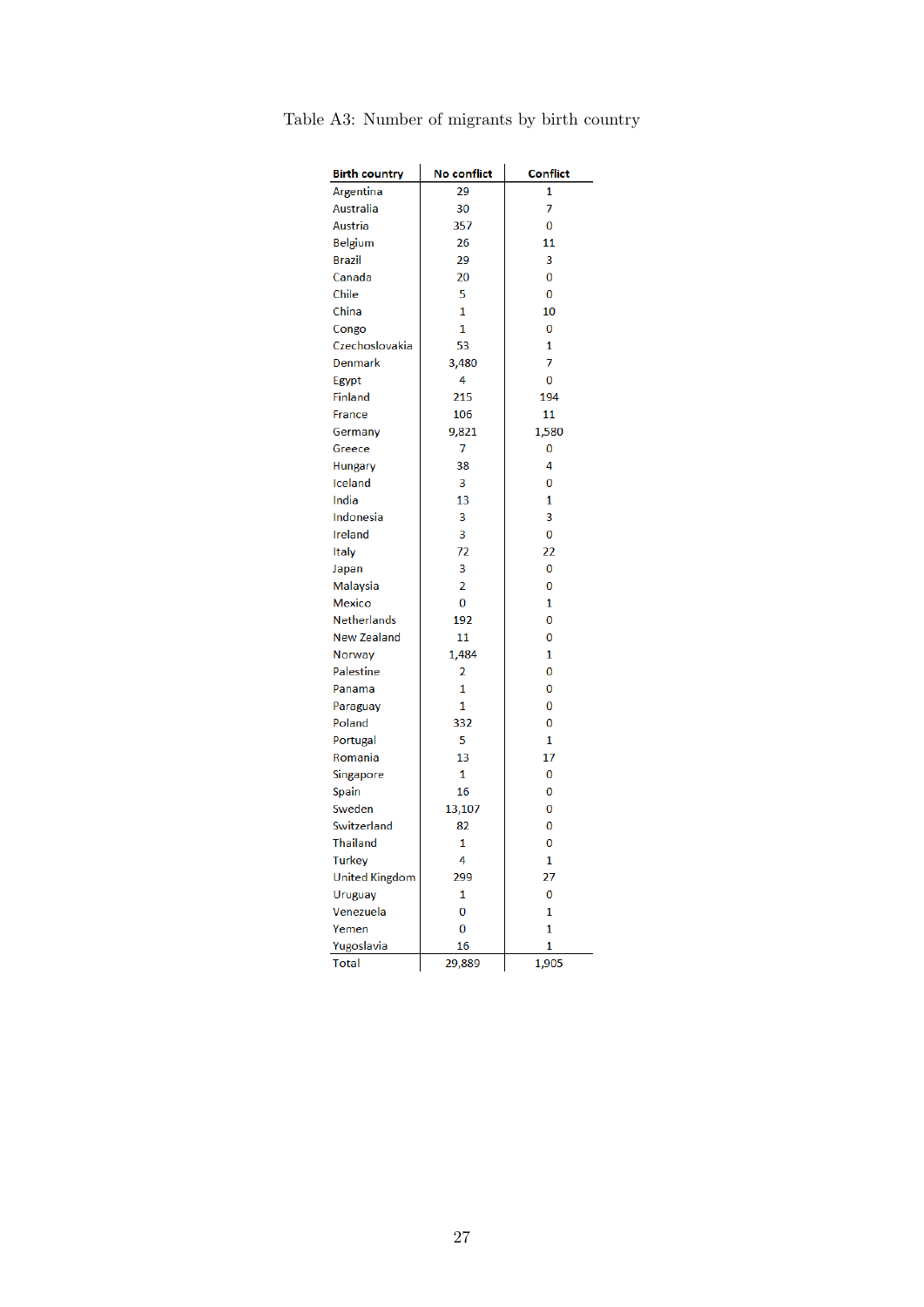Table A3: Number of migrants by birth country

| Birth country | No conflict | Conflict |
|---|---|---|
| Argentina | 29 | 1 |
| Australia | 30 | 7 |
| Austria | 357 | 0 |
| Belgium | 26 | 11 |
| Brazil | 29 | 3 |
| Canada | 20 | 0 |
| Chile | 5 | 0 |
| China | 1 | 10 |
| Congo | 1 | 0 |
| Czechoslovakia | 53 | 1 |
| Denmark | 3,480 | 7 |
| Egypt | 4 | 0 |
| Finland | 215 | 194 |
| France | 106 | 11 |
| Germany | 9,821 | 1,580 |
| Greece | 7 | 0 |
| Hungary | 38 | 4 |
| Iceland | 3 | 0 |
| India | 13 | 1 |
| Indonesia | 3 | 3 |
| Ireland | 3 | 0 |
| Italy | 72 | 22 |
| Japan | 3 | 0 |
| Malaysia | 2 | 0 |
| Mexico | 0 | 1 |
| Netherlands | 192 | 0 |
| New Zealand | 11 | 0 |
| Norway | 1,484 | 1 |
| Palestine | 2 | 0 |
| Panama | 1 | 0 |
| Paraguay | 1 | 0 |
| Poland | 332 | 0 |
| Portugal | 5 | 1 |
| Romania | 13 | 17 |
| Singapore | 1 | 0 |
| Spain | 16 | 0 |
| Sweden | 13,107 | 0 |
| Switzerland | 82 | 0 |
| Thailand | 1 | 0 |
| Turkey | 4 | 1 |
| United Kingdom | 299 | 27 |
| Uruguay | 1 | 0 |
| Venezuela | 0 | 1 |
| Yemen | 0 | 1 |
| Yugoslavia | 16 | 1 |
| Total | 29,889 | 1,905 |